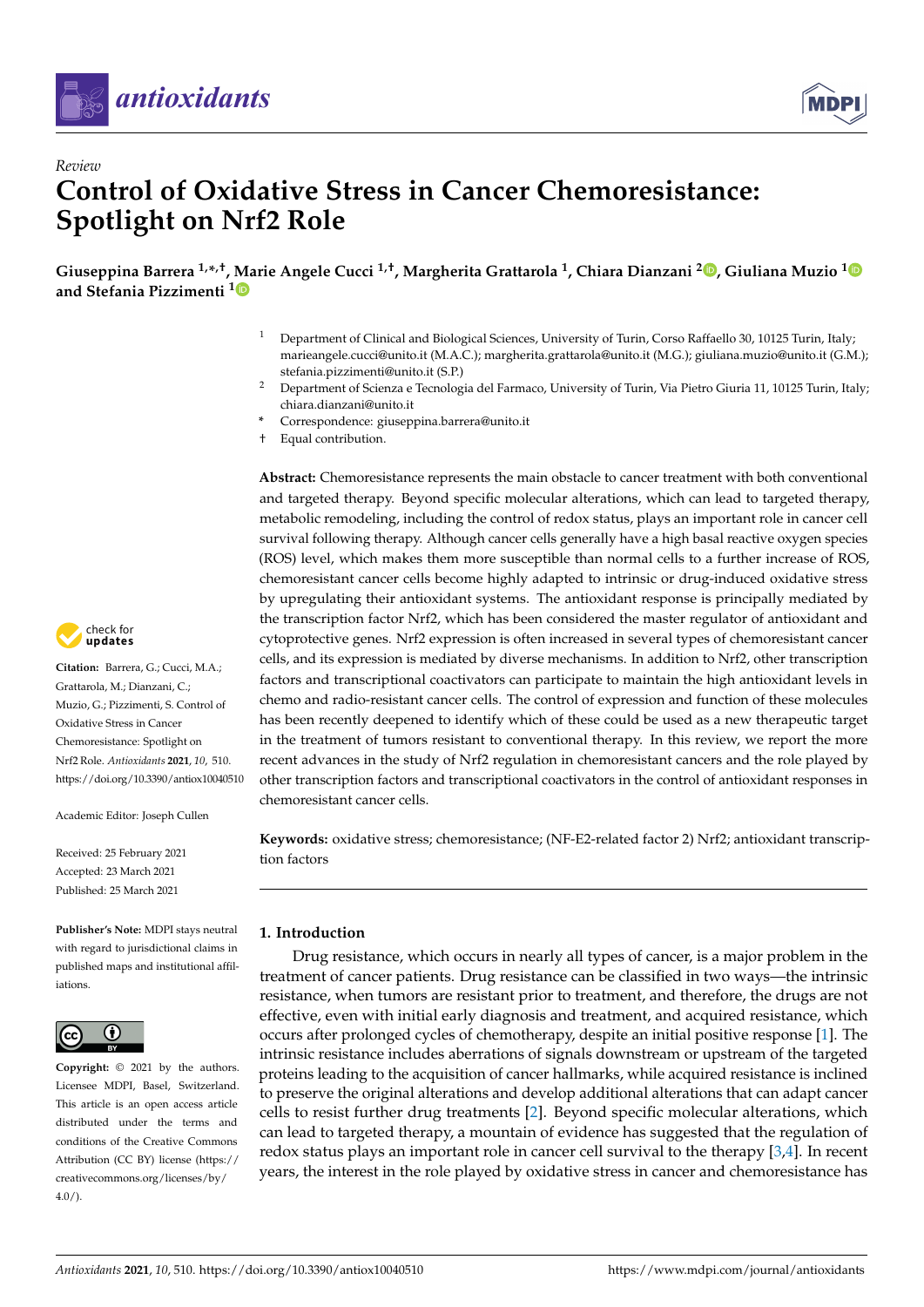*Review*

# Control of Oxidative Stress in Cancer Chemoresistance: Spotlight on Nrf2 Role

**Giuseppina Barrera [1,*,†], Marie Angele Cucci [1,†], Margherita Grattarola [1], Chiara Dianzani [2], Giuliana Muzio [1] and Stefania Pizzimenti [1]**

[1] Department of Clinical and Biological Sciences, University of Turin, Corso Raffaello 30, 10125 Turin, Italy; marieangele.cucci@unito.it (M.A.C.); margherita.grattarola@unito.it (M.G.); giuliana.muzio@unito.it (G.M.); stefania.pizzimenti@unito.it (S.P.)

[2] Department of Scienza e Tecnologia del Farmaco, University of Turin, Via Pietro Giuria 11, 10125 Turin, Italy; chiara.dianzani@unito.it

\* Correspondence: giuseppina.barrera@unito.it

† Equal contribution.

**Citation:** Barrera, G.; Cucci, M.A.; Grattarola, M.; Dianzani, C.; Muzio, G.; Pizzimenti, S. Control of Oxidative Stress in Cancer Chemoresistance: Spotlight on Nrf2 Role. *Antioxidants* **2021**, *10*, 510. https://doi.org/10.3390/antiox10040510

Academic Editor: Joseph Cullen

Received: 25 February 2021
Accepted: 23 March 2021
Published: 25 March 2021

**Publisher's Note:** MDPI stays neutral with regard to jurisdictional claims in published maps and institutional affiliations.

**Copyright:** © 2021 by the authors. Licensee MDPI, Basel, Switzerland. This article is an open access article distributed under the terms and conditions of the Creative Commons Attribution (CC BY) license (https://creativecommons.org/licenses/by/4.0/).

**Abstract:** Chemoresistance represents the main obstacle to cancer treatment with both conventional and targeted therapy. Beyond specific molecular alterations, which can lead to targeted therapy, metabolic remodeling, including the control of redox status, plays an important role in cancer cell survival following therapy. Although cancer cells generally have a high basal reactive oxygen species (ROS) level, which makes them more susceptible than normal cells to a further increase of ROS, chemoresistant cancer cells become highly adapted to intrinsic or drug-induced oxidative stress by upregulating their antioxidant systems. The antioxidant response is principally mediated by the transcription factor Nrf2, which has been considered the master regulator of antioxidant and cytoprotective genes. Nrf2 expression is often increased in several types of chemoresistant cancer cells, and its expression is mediated by diverse mechanisms. In addition to Nrf2, other transcription factors and transcriptional coactivators can participate to maintain the high antioxidant levels in chemo and radio-resistant cancer cells. The control of expression and function of these molecules has been recently deepened to identify which of these could be used as a new therapeutic target in the treatment of tumors resistant to conventional therapy. In this review, we report the more recent advances in the study of Nrf2 regulation in chemoresistant cancers and the role played by other transcription factors and transcriptional coactivators in the control of antioxidant responses in chemoresistant cancer cells.

**Keywords:** oxidative stress; chemoresistance; (NF-E2-related factor 2) Nrf2; antioxidant transcription factors

## 1. Introduction

Drug resistance, which occurs in nearly all types of cancer, is a major problem in the treatment of cancer patients. Drug resistance can be classified in two ways—the intrinsic resistance, when tumors are resistant prior to treatment, and therefore, the drugs are not effective, even with initial early diagnosis and treatment, and acquired resistance, which occurs after prolonged cycles of chemotherapy, despite an initial positive response [1]. The intrinsic resistance includes aberrations of signals downstream or upstream of the targeted proteins leading to the acquisition of cancer hallmarks, while acquired resistance is inclined to preserve the original alterations and develop additional alterations that can adapt cancer cells to resist further drug treatments [2]. Beyond specific molecular alterations, which can lead to targeted therapy, a mountain of evidence has suggested that the regulation of redox status plays an important role in cancer cell survival to the therapy [3,4]. In recent years, the interest in the role played by oxidative stress in cancer and chemoresistance has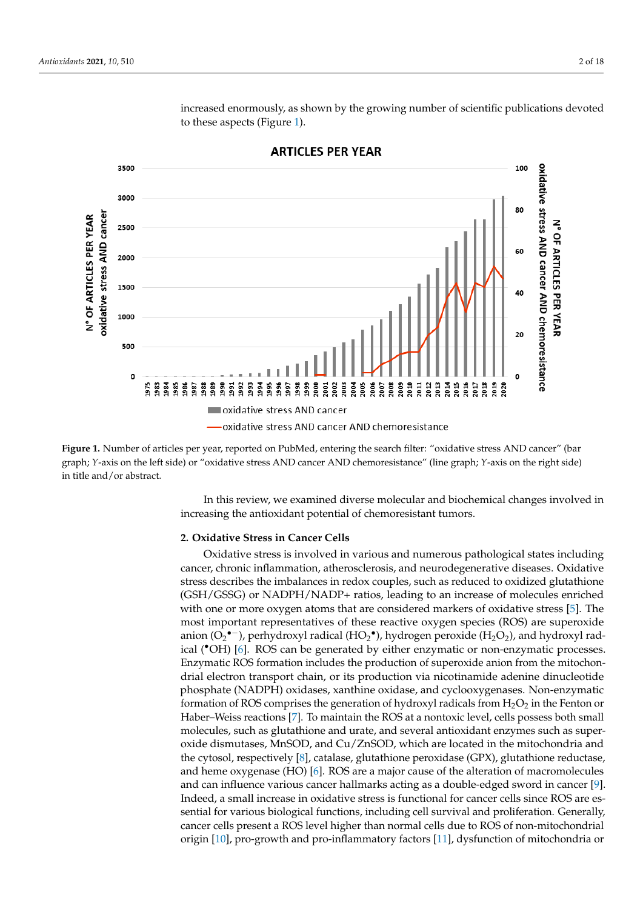increased enormously, as shown by the growing number of scientific publications devoted to these aspects (Figure 1).

Figure 1. Number of articles per year, reported on PubMed, entering the search filter: “oxidative stress AND cancer” (bar graph; Y-axis on the left side) or “oxidative stress AND cancer AND chemoresistance” (line graph; Y-axis on the right side) in title and/or abstract.

In this review, we examined diverse molecular and biochemical changes involved in increasing the antioxidant potential of chemoresistant tumors.

## 2. Oxidative Stress in Cancer Cells

Oxidative stress is involved in various and numerous pathological states including cancer, chronic inflammation, atherosclerosis, and neurodegenerative diseases. Oxidative stress describes the imbalances in redox couples, such as reduced to oxidized glutathione (GSH/GSSG) or NADPH/NADP+ ratios, leading to an increase of molecules enriched with one or more oxygen atoms that are considered markers of oxidative stress [5]. The most important representatives of these reactive oxygen species (ROS) are superoxide anion ($O_2^{\bullet-}$), perhydroxyl radical ($HO_2^{\bullet}$), hydrogen peroxide ($H_2O_2$), and hydroxyl radical ($^{\bullet}OH$) [6]. ROS can be generated by either enzymatic or non-enzymatic processes. Enzymatic ROS formation includes the production of superoxide anion from the mitochondrial electron transport chain, or its production via nicotinamide adenine dinucleotide phosphate (NADPH) oxidases, xanthine oxidase, and cyclooxygenases. Non-enzymatic formation of ROS comprises the generation of hydroxyl radicals from $H_2O_2$ in the Fenton or Haber–Weiss reactions [7]. To maintain the ROS at a nontoxic level, cells possess both small molecules, such as glutathione and urate, and several antioxidant enzymes such as superoxide dismutases, MnSOD, and Cu/ZnSOD, which are located in the mitochondria and the cytosol, respectively [8], catalase, glutathione peroxidase (GPX), glutathione reductase, and heme oxygenase (HO) [6]. ROS are a major cause of the alteration of macromolecules and can influence various cancer hallmarks acting as a double-edged sword in cancer [9]. Indeed, a small increase in oxidative stress is functional for cancer cells since ROS are essential for various biological functions, including cell survival and proliferation. Generally, cancer cells present a ROS level higher than normal cells due to ROS of non-mitochondrial origin [10], pro-growth and pro-inflammatory factors [11], dysfunction of mitochondria or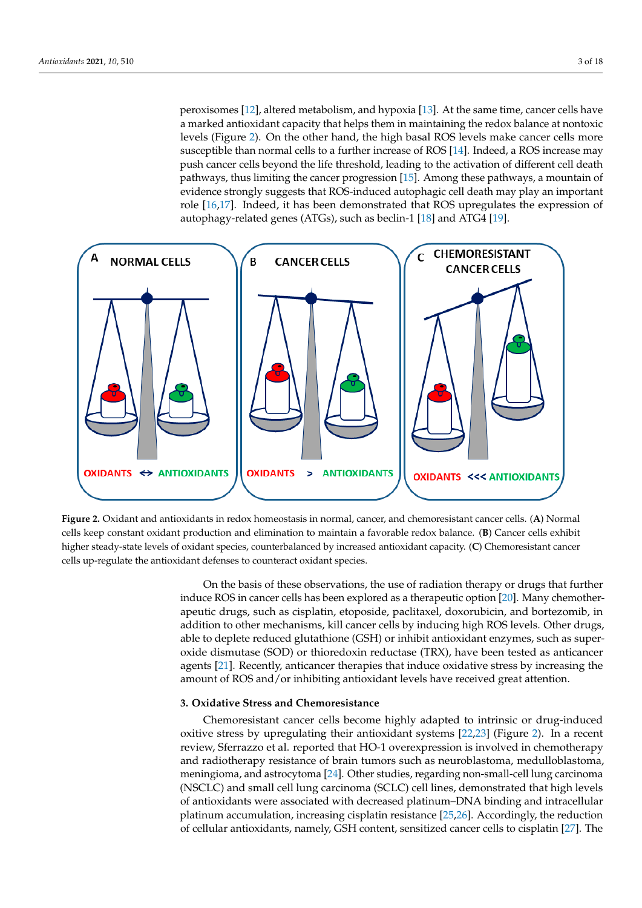peroxisomes [12], altered metabolism, and hypoxia [13]. At the same time, cancer cells have a marked antioxidant capacity that helps them in maintaining the redox balance at nontoxic levels (Figure 2). On the other hand, the high basal ROS levels make cancer cells more susceptible than normal cells to a further increase of ROS [14]. Indeed, a ROS increase may push cancer cells beyond the life threshold, leading to the activation of different cell death pathways, thus limiting the cancer progression [15]. Among these pathways, a mountain of evidence strongly suggests that ROS-induced autophagic cell death may play an important role [16,17]. Indeed, it has been demonstrated that ROS upregulates the expression of autophagy-related genes (ATGs), such as beclin-1 [18] and ATG4 [19].

**Figure 2.** Oxidant and antioxidants in redox homeostasis in normal, cancer, and chemoresistant cancer cells. (**A**) Normal cells keep constant oxidant production and elimination to maintain a favorable redox balance. (**B**) Cancer cells exhibit higher steady-state levels of oxidant species, counterbalanced by increased antioxidant capacity. (**C**) Chemoresistant cancer cells up-regulate the antioxidant defenses to counteract oxidant species.

On the basis of these observations, the use of radiation therapy or drugs that further induce ROS in cancer cells has been explored as a therapeutic option [20]. Many chemotherapeutic drugs, such as cisplatin, etoposide, paclitaxel, doxorubicin, and bortezomib, in addition to other mechanisms, kill cancer cells by inducing high ROS levels. Other drugs, able to deplete reduced glutathione (GSH) or inhibit antioxidant enzymes, such as superoxide dismutase (SOD) or thioredoxin reductase (TRX), have been tested as anticancer agents [21]. Recently, anticancer therapies that induce oxidative stress by increasing the amount of ROS and/or inhibiting antioxidant levels have received great attention.

### 3. Oxidative Stress and Chemoresistance

Chemoresistant cancer cells become highly adapted to intrinsic or drug-induced oxitive stress by upregulating their antioxidant systems [22,23] (Figure 2). In a recent review, Sferrazzo et al. reported that HO-1 overexpression is involved in chemotherapy and radiotherapy resistance of brain tumors such as neuroblastoma, medulloblastoma, meningioma, and astrocytoma [24]. Other studies, regarding non-small-cell lung carcinoma (NSCLC) and small cell lung carcinoma (SCLC) cell lines, demonstrated that high levels of antioxidants were associated with decreased platinum–DNA binding and intracellular platinum accumulation, increasing cisplatin resistance [25,26]. Accordingly, the reduction of cellular antioxidants, namely, GSH content, sensitized cancer cells to cisplatin [27]. The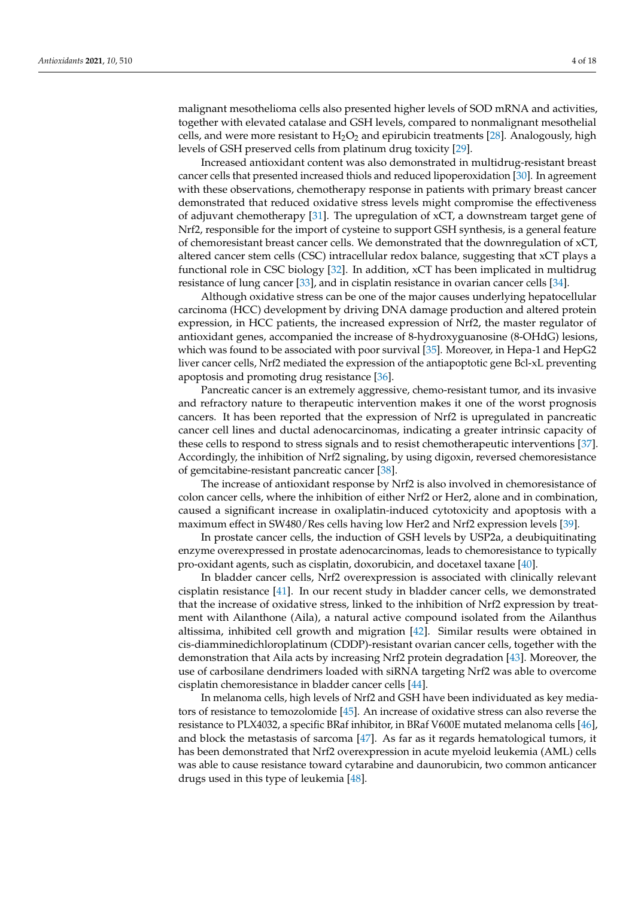malignant mesothelioma cells also presented higher levels of SOD mRNA and activities, together with elevated catalase and GSH levels, compared to nonmalignant mesothelial cells, and were more resistant to $H_2O_2$ and epirubicin treatments [28]. Analogously, high levels of GSH preserved cells from platinum drug toxicity [29].

Increased antioxidant content was also demonstrated in multidrug-resistant breast cancer cells that presented increased thiols and reduced lipoperoxidation [30]. In agreement with these observations, chemotherapy response in patients with primary breast cancer demonstrated that reduced oxidative stress levels might compromise the effectiveness of adjuvant chemotherapy [31]. The upregulation of xCT, a downstream target gene of Nrf2, responsible for the import of cysteine to support GSH synthesis, is a general feature of chemoresistant breast cancer cells. We demonstrated that the downregulation of xCT, altered cancer stem cells (CSC) intracellular redox balance, suggesting that xCT plays a functional role in CSC biology [32]. In addition, xCT has been implicated in multidrug resistance of lung cancer [33], and in cisplatin resistance in ovarian cancer cells [34].

Although oxidative stress can be one of the major causes underlying hepatocellular carcinoma (HCC) development by driving DNA damage production and altered protein expression, in HCC patients, the increased expression of Nrf2, the master regulator of antioxidant genes, accompanied the increase of 8-hydroxyguanosine (8-OHdG) lesions, which was found to be associated with poor survival [35]. Moreover, in Hepa-1 and HepG2 liver cancer cells, Nrf2 mediated the expression of the antiapoptotic gene Bcl-xL preventing apoptosis and promoting drug resistance [36].

Pancreatic cancer is an extremely aggressive, chemo-resistant tumor, and its invasive and refractory nature to therapeutic intervention makes it one of the worst prognosis cancers. It has been reported that the expression of Nrf2 is upregulated in pancreatic cancer cell lines and ductal adenocarcinomas, indicating a greater intrinsic capacity of these cells to respond to stress signals and to resist chemotherapeutic interventions [37]. Accordingly, the inhibition of Nrf2 signaling, by using digoxin, reversed chemoresistance of gemcitabine-resistant pancreatic cancer [38].

The increase of antioxidant response by Nrf2 is also involved in chemoresistance of colon cancer cells, where the inhibition of either Nrf2 or Her2, alone and in combination, caused a significant increase in oxaliplatin-induced cytotoxicity and apoptosis with a maximum effect in SW480/Res cells having low Her2 and Nrf2 expression levels [39].

In prostate cancer cells, the induction of GSH levels by USP2a, a deubiquitinating enzyme overexpressed in prostate adenocarcinomas, leads to chemoresistance to typically pro-oxidant agents, such as cisplatin, doxorubicin, and docetaxel taxane [40].

In bladder cancer cells, Nrf2 overexpression is associated with clinically relevant cisplatin resistance [41]. In our recent study in bladder cancer cells, we demonstrated that the increase of oxidative stress, linked to the inhibition of Nrf2 expression by treatment with Ailanthone (Aila), a natural active compound isolated from the Ailanthus altissima, inhibited cell growth and migration [42]. Similar results were obtained in cis-diamminedichloroplatinum (CDDP)-resistant ovarian cancer cells, together with the demonstration that Aila acts by increasing Nrf2 protein degradation [43]. Moreover, the use of carbosilane dendrimers loaded with siRNA targeting Nrf2 was able to overcome cisplatin chemoresistance in bladder cancer cells [44].

In melanoma cells, high levels of Nrf2 and GSH have been individuated as key mediators of resistance to temozolomide [45]. An increase of oxidative stress can also reverse the resistance to PLX4032, a specific BRaf inhibitor, in BRaf V600E mutated melanoma cells [46], and block the metastasis of sarcoma [47]. As far as it regards hematological tumors, it has been demonstrated that Nrf2 overexpression in acute myeloid leukemia (AML) cells was able to cause resistance toward cytarabine and daunorubicin, two common anticancer drugs used in this type of leukemia [48].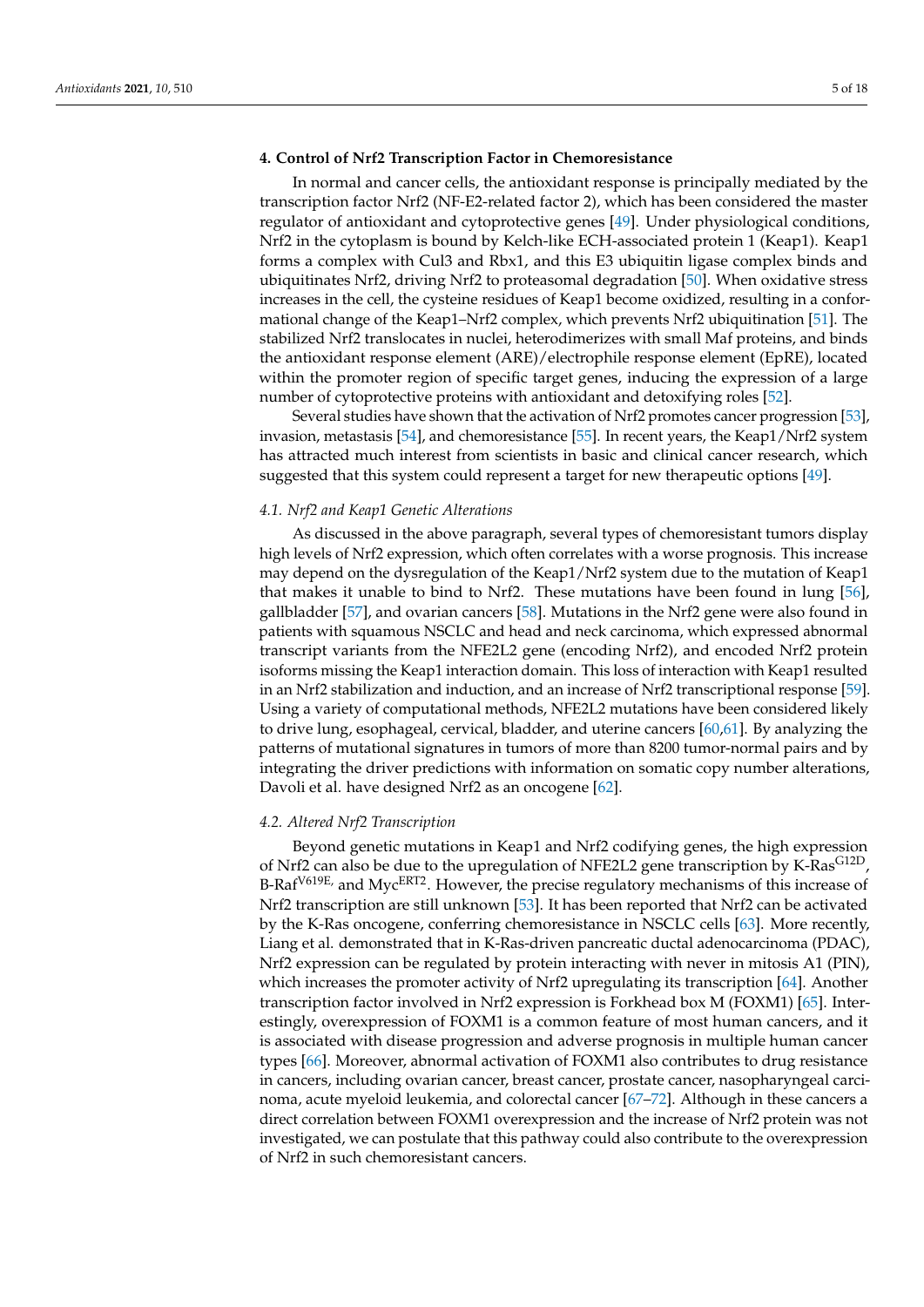## 4. Control of Nrf2 Transcription Factor in Chemoresistance

In normal and cancer cells, the antioxidant response is principally mediated by the transcription factor Nrf2 (NF-E2-related factor 2), which has been considered the master regulator of antioxidant and cytoprotective genes [49]. Under physiological conditions, Nrf2 in the cytoplasm is bound by Kelch-like ECH-associated protein 1 (Keap1). Keap1 forms a complex with Cul3 and Rbx1, and this E3 ubiquitin ligase complex binds and ubiquitinates Nrf2, driving Nrf2 to proteasomal degradation [50]. When oxidative stress increases in the cell, the cysteine residues of Keap1 become oxidized, resulting in a conformational change of the Keap1–Nrf2 complex, which prevents Nrf2 ubiquitination [51]. The stabilized Nrf2 translocates in nuclei, heterodimerizes with small Maf proteins, and binds the antioxidant response element (ARE)/electrophile response element (EpRE), located within the promoter region of specific target genes, inducing the expression of a large number of cytoprotective proteins with antioxidant and detoxifying roles [52].

Several studies have shown that the activation of Nrf2 promotes cancer progression [53], invasion, metastasis [54], and chemoresistance [55]. In recent years, the Keap1/Nrf2 system has attracted much interest from scientists in basic and clinical cancer research, which suggested that this system could represent a target for new therapeutic options [49].

### 4.1. Nrf2 and Keap1 Genetic Alterations

As discussed in the above paragraph, several types of chemoresistant tumors display high levels of Nrf2 expression, which often correlates with a worse prognosis. This increase may depend on the dysregulation of the Keap1/Nrf2 system due to the mutation of Keap1 that makes it unable to bind to Nrf2. These mutations have been found in lung [56], gallbladder [57], and ovarian cancers [58]. Mutations in the Nrf2 gene were also found in patients with squamous NSCLC and head and neck carcinoma, which expressed abnormal transcript variants from the NFE2L2 gene (encoding Nrf2), and encoded Nrf2 protein isoforms missing the Keap1 interaction domain. This loss of interaction with Keap1 resulted in an Nrf2 stabilization and induction, and an increase of Nrf2 transcriptional response [59]. Using a variety of computational methods, NFE2L2 mutations have been considered likely to drive lung, esophageal, cervical, bladder, and uterine cancers [60,61]. By analyzing the patterns of mutational signatures in tumors of more than 8200 tumor-normal pairs and by integrating the driver predictions with information on somatic copy number alterations, Davoli et al. have designed Nrf2 as an oncogene [62].

### 4.2. Altered Nrf2 Transcription

Beyond genetic mutations in Keap1 and Nrf2 codifying genes, the high expression of Nrf2 can also be due to the upregulation of NFE2L2 gene transcription by K-Ras$^{G12D}$, B-Raf$^{V619E,}$ and Myc$^{ERT2}$. However, the precise regulatory mechanisms of this increase of Nrf2 transcription are still unknown [53]. It has been reported that Nrf2 can be activated by the K-Ras oncogene, conferring chemoresistance in NSCLC cells [63]. More recently, Liang et al. demonstrated that in K-Ras-driven pancreatic ductal adenocarcinoma (PDAC), Nrf2 expression can be regulated by protein interacting with never in mitosis A1 (PIN), which increases the promoter activity of Nrf2 upregulating its transcription [64]. Another transcription factor involved in Nrf2 expression is Forkhead box M (FOXM1) [65]. Interestingly, overexpression of FOXM1 is a common feature of most human cancers, and it is associated with disease progression and adverse prognosis in multiple human cancer types [66]. Moreover, abnormal activation of FOXM1 also contributes to drug resistance in cancers, including ovarian cancer, breast cancer, prostate cancer, nasopharyngeal carcinoma, acute myeloid leukemia, and colorectal cancer [67–72]. Although in these cancers a direct correlation between FOXM1 overexpression and the increase of Nrf2 protein was not investigated, we can postulate that this pathway could also contribute to the overexpression of Nrf2 in such chemoresistant cancers.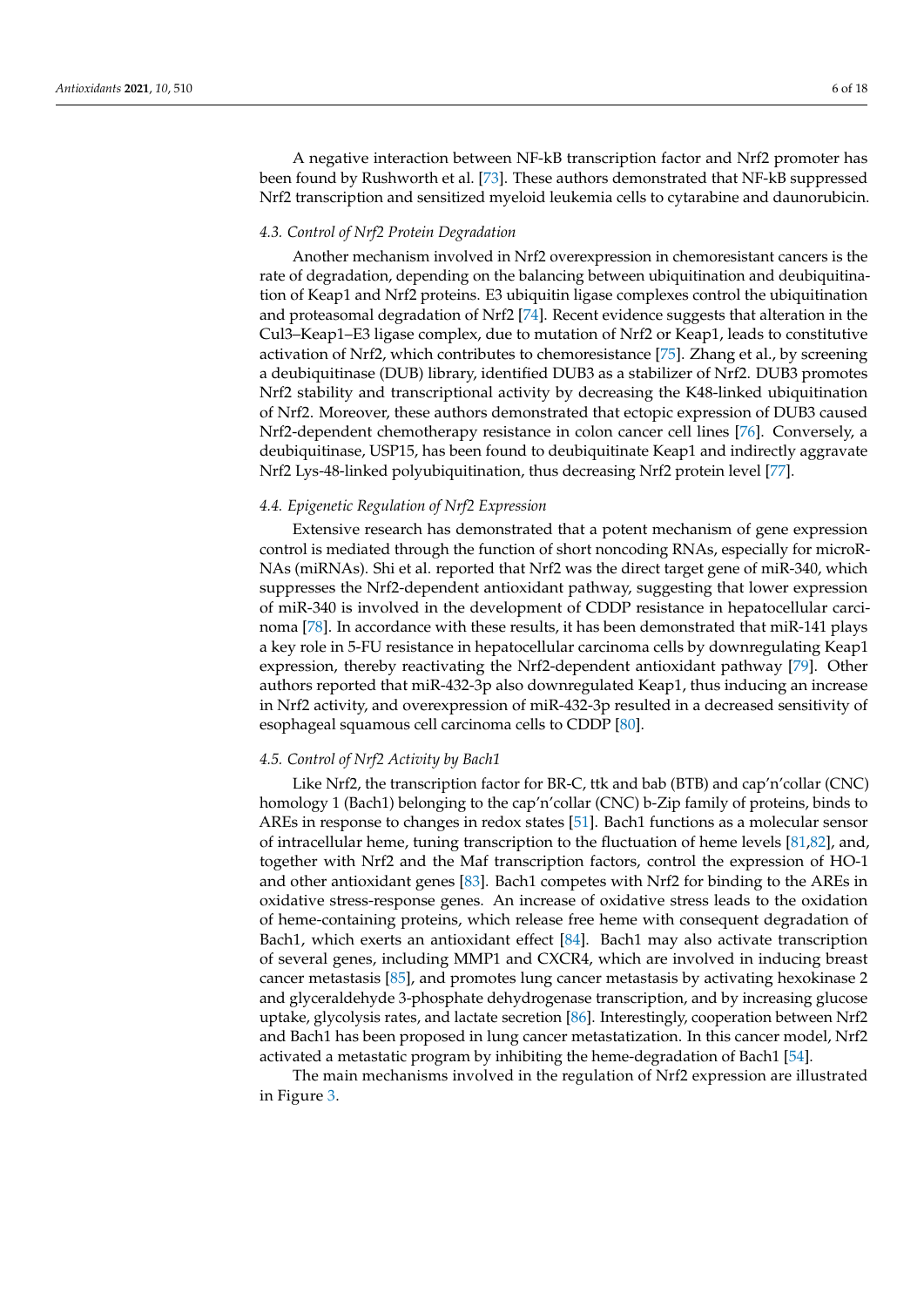A negative interaction between NF-kB transcription factor and Nrf2 promoter has been found by Rushworth et al. [73]. These authors demonstrated that NF-kB suppressed Nrf2 transcription and sensitized myeloid leukemia cells to cytarabine and daunorubicin.

### 4.3. Control of Nrf2 Protein Degradation

Another mechanism involved in Nrf2 overexpression in chemoresistant cancers is the rate of degradation, depending on the balancing between ubiquitination and deubiquitination of Keap1 and Nrf2 proteins. E3 ubiquitin ligase complexes control the ubiquitination and proteasomal degradation of Nrf2 [74]. Recent evidence suggests that alteration in the Cul3–Keap1–E3 ligase complex, due to mutation of Nrf2 or Keap1, leads to constitutive activation of Nrf2, which contributes to chemoresistance [75]. Zhang et al., by screening a deubiquitinase (DUB) library, identified DUB3 as a stabilizer of Nrf2. DUB3 promotes Nrf2 stability and transcriptional activity by decreasing the K48-linked ubiquitination of Nrf2. Moreover, these authors demonstrated that ectopic expression of DUB3 caused Nrf2-dependent chemotherapy resistance in colon cancer cell lines [76]. Conversely, a deubiquitinase, USP15, has been found to deubiquitinate Keap1 and indirectly aggravate Nrf2 Lys-48-linked polyubiquitination, thus decreasing Nrf2 protein level [77].

### 4.4. Epigenetic Regulation of Nrf2 Expression

Extensive research has demonstrated that a potent mechanism of gene expression control is mediated through the function of short noncoding RNAs, especially for microRNAs (miRNAs). Shi et al. reported that Nrf2 was the direct target gene of miR-340, which suppresses the Nrf2-dependent antioxidant pathway, suggesting that lower expression of miR-340 is involved in the development of CDDP resistance in hepatocellular carcinoma [78]. In accordance with these results, it has been demonstrated that miR-141 plays a key role in 5-FU resistance in hepatocellular carcinoma cells by downregulating Keap1 expression, thereby reactivating the Nrf2-dependent antioxidant pathway [79]. Other authors reported that miR-432-3p also downregulated Keap1, thus inducing an increase in Nrf2 activity, and overexpression of miR-432-3p resulted in a decreased sensitivity of esophageal squamous cell carcinoma cells to CDDP [80].

### 4.5. Control of Nrf2 Activity by Bach1

Like Nrf2, the transcription factor for BR-C, ttk and bab (BTB) and cap'n'collar (CNC) homology 1 (Bach1) belonging to the cap'n'collar (CNC) b-Zip family of proteins, binds to AREs in response to changes in redox states [51]. Bach1 functions as a molecular sensor of intracellular heme, tuning transcription to the fluctuation of heme levels [81,82], and, together with Nrf2 and the Maf transcription factors, control the expression of HO-1 and other antioxidant genes [83]. Bach1 competes with Nrf2 for binding to the AREs in oxidative stress-response genes. An increase of oxidative stress leads to the oxidation of heme-containing proteins, which release free heme with consequent degradation of Bach1, which exerts an antioxidant effect [84]. Bach1 may also activate transcription of several genes, including MMP1 and CXCR4, which are involved in inducing breast cancer metastasis [85], and promotes lung cancer metastasis by activating hexokinase 2 and glyceraldehyde 3-phosphate dehydrogenase transcription, and by increasing glucose uptake, glycolysis rates, and lactate secretion [86]. Interestingly, cooperation between Nrf2 and Bach1 has been proposed in lung cancer metastatization. In this cancer model, Nrf2 activated a metastatic program by inhibiting the heme-degradation of Bach1 [54].

The main mechanisms involved in the regulation of Nrf2 expression are illustrated in Figure 3.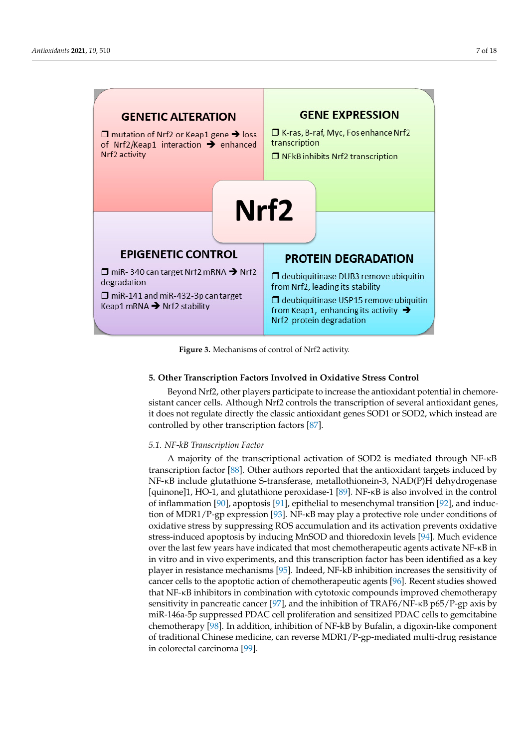**GENETIC ALTERATION**

- mutation of Nrf2 or Keap1 gene ➔ loss of Nrf2/Keap1 interaction ➔ enhanced Nrf2 activity

**GENE EXPRESSION**

- K-ras, B-raf, Myc, Fos enhance Nrf2 transcription
- NFkB inhibits Nrf2 transcription

**Nrf2**

**EPIGENETIC CONTROL**

- miR- 340 can target Nrf2 mRNA ➔ Nrf2 degradation
- miR-141 and miR-432-3p can target Keap1 mRNA ➔ Nrf2 stability

**PROTEIN DEGRADATION**

- deubiquitinase DUB3 remove ubiquitin from Nrf2, leading its stability
- deubiquitinase USP15 remove ubiquitin from Keap1, enhancing its activity ➔ Nrf2 protein degradation

**Figure 3.** Mechanisms of control of Nrf2 activity.

## 5. Other Transcription Factors Involved in Oxidative Stress Control

Beyond Nrf2, other players participate to increase the antioxidant potential in chemoresistant cancer cells. Although Nrf2 controls the transcription of several antioxidant genes, it does not regulate directly the classic antioxidant genes SOD1 or SOD2, which instead are controlled by other transcription factors [87].

### *5.1. NF-kB Transcription Factor*

A majority of the transcriptional activation of SOD2 is mediated through NF-κB transcription factor [88]. Other authors reported that the antioxidant targets induced by NF-κB include glutathione S-transferase, metallothionein-3, NAD(P)H dehydrogenase [quinone]1, HO-1, and glutathione peroxidase-1 [89]. NF-κB is also involved in the control of inflammation [90], apoptosis [91], epithelial to mesenchymal transition [92], and induction of MDR1/P-gp expression [93]. NF-κB may play a protective role under conditions of oxidative stress by suppressing ROS accumulation and its activation prevents oxidative stress-induced apoptosis by inducing MnSOD and thioredoxin levels [94]. Much evidence over the last few years have indicated that most chemotherapeutic agents activate NF-κB in in vitro and in vivo experiments, and this transcription factor has been identified as a key player in resistance mechanisms [95]. Indeed, NF-kB inhibition increases the sensitivity of cancer cells to the apoptotic action of chemotherapeutic agents [96]. Recent studies showed that NF-κB inhibitors in combination with cytotoxic compounds improved chemotherapy sensitivity in pancreatic cancer [97], and the inhibition of TRAF6/NF-κB p65/P-gp axis by miR-146a-5p suppressed PDAC cell proliferation and sensitized PDAC cells to gemcitabine chemotherapy [98]. In addition, inhibition of NF-kB by Bufalin, a digoxin-like component of traditional Chinese medicine, can reverse MDR1/P-gp-mediated multi-drug resistance in colorectal carcinoma [99].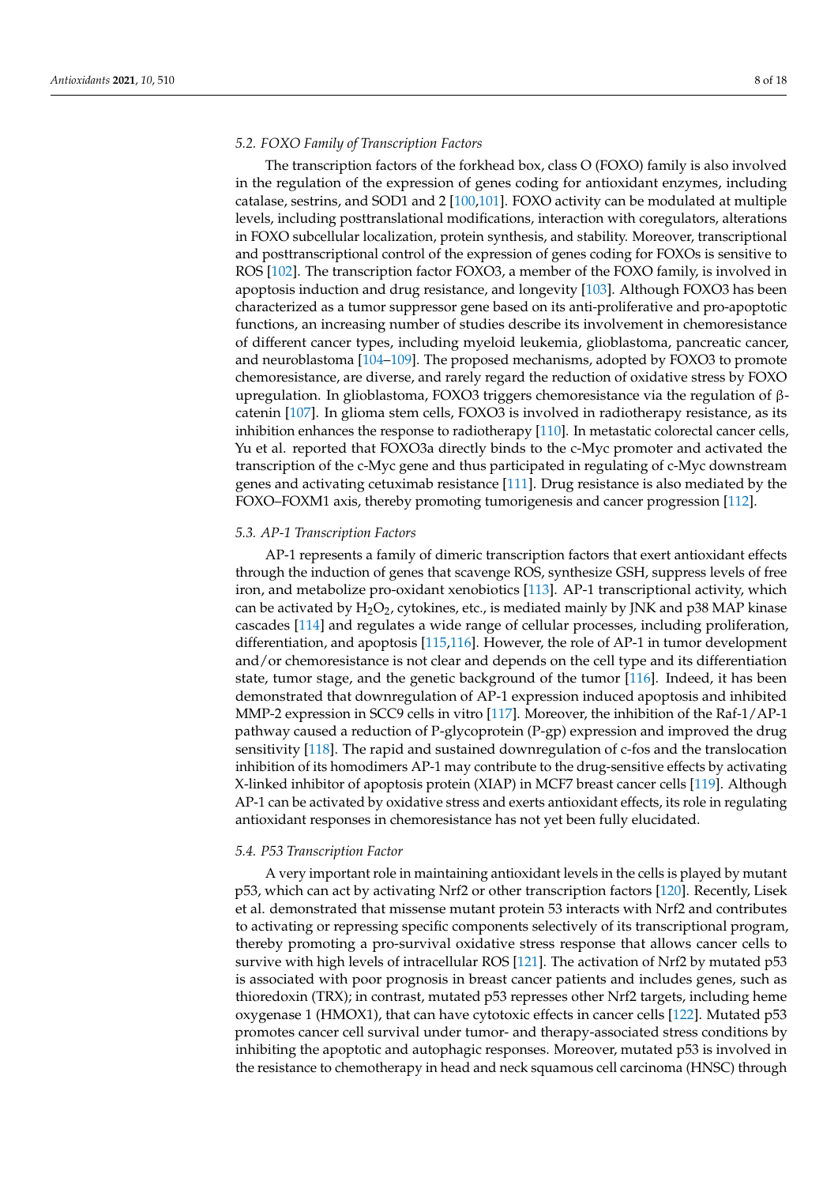### 5.2. FOXO Family of Transcription Factors

The transcription factors of the forkhead box, class O (FOXO) family is also involved in the regulation of the expression of genes coding for antioxidant enzymes, including catalase, sestrins, and SOD1 and 2 [100,101]. FOXO activity can be modulated at multiple levels, including posttranslational modifications, interaction with coregulators, alterations in FOXO subcellular localization, protein synthesis, and stability. Moreover, transcriptional and posttranscriptional control of the expression of genes coding for FOXOs is sensitive to ROS [102]. The transcription factor FOXO3, a member of the FOXO family, is involved in apoptosis induction and drug resistance, and longevity [103]. Although FOXO3 has been characterized as a tumor suppressor gene based on its anti-proliferative and pro-apoptotic functions, an increasing number of studies describe its involvement in chemoresistance of different cancer types, including myeloid leukemia, glioblastoma, pancreatic cancer, and neuroblastoma [104–109]. The proposed mechanisms, adopted by FOXO3 to promote chemoresistance, are diverse, and rarely regard the reduction of oxidative stress by FOXO upregulation. In glioblastoma, FOXO3 triggers chemoresistance via the regulation of β-catenin [107]. In glioma stem cells, FOXO3 is involved in radiotherapy resistance, as its inhibition enhances the response to radiotherapy [110]. In metastatic colorectal cancer cells, Yu et al. reported that FOXO3a directly binds to the c-Myc promoter and activated the transcription of the c-Myc gene and thus participated in regulating of c-Myc downstream genes and activating cetuximab resistance [111]. Drug resistance is also mediated by the FOXO–FOXM1 axis, thereby promoting tumorigenesis and cancer progression [112].

### 5.3. AP-1 Transcription Factors

AP-1 represents a family of dimeric transcription factors that exert antioxidant effects through the induction of genes that scavenge ROS, synthesize GSH, suppress levels of free iron, and metabolize pro-oxidant xenobiotics [113]. AP-1 transcriptional activity, which can be activated by $H_2O_2$, cytokines, etc., is mediated mainly by JNK and p38 MAP kinase cascades [114] and regulates a wide range of cellular processes, including proliferation, differentiation, and apoptosis [115,116]. However, the role of AP-1 in tumor development and/or chemoresistance is not clear and depends on the cell type and its differentiation state, tumor stage, and the genetic background of the tumor [116]. Indeed, it has been demonstrated that downregulation of AP-1 expression induced apoptosis and inhibited MMP-2 expression in SCC9 cells in vitro [117]. Moreover, the inhibition of the Raf-1/AP-1 pathway caused a reduction of P-glycoprotein (P-gp) expression and improved the drug sensitivity [118]. The rapid and sustained downregulation of c-fos and the translocation inhibition of its homodimers AP-1 may contribute to the drug-sensitive effects by activating X-linked inhibitor of apoptosis protein (XIAP) in MCF7 breast cancer cells [119]. Although AP-1 can be activated by oxidative stress and exerts antioxidant effects, its role in regulating antioxidant responses in chemoresistance has not yet been fully elucidated.

### 5.4. P53 Transcription Factor

A very important role in maintaining antioxidant levels in the cells is played by mutant p53, which can act by activating Nrf2 or other transcription factors [120]. Recently, Lisek et al. demonstrated that missense mutant protein 53 interacts with Nrf2 and contributes to activating or repressing specific components selectively of its transcriptional program, thereby promoting a pro-survival oxidative stress response that allows cancer cells to survive with high levels of intracellular ROS [121]. The activation of Nrf2 by mutated p53 is associated with poor prognosis in breast cancer patients and includes genes, such as thioredoxin (TRX); in contrast, mutated p53 represses other Nrf2 targets, including heme oxygenase 1 (HMOX1), that can have cytotoxic effects in cancer cells [122]. Mutated p53 promotes cancer cell survival under tumor- and therapy-associated stress conditions by inhibiting the apoptotic and autophagic responses. Moreover, mutated p53 is involved in the resistance to chemotherapy in head and neck squamous cell carcinoma (HNSC) through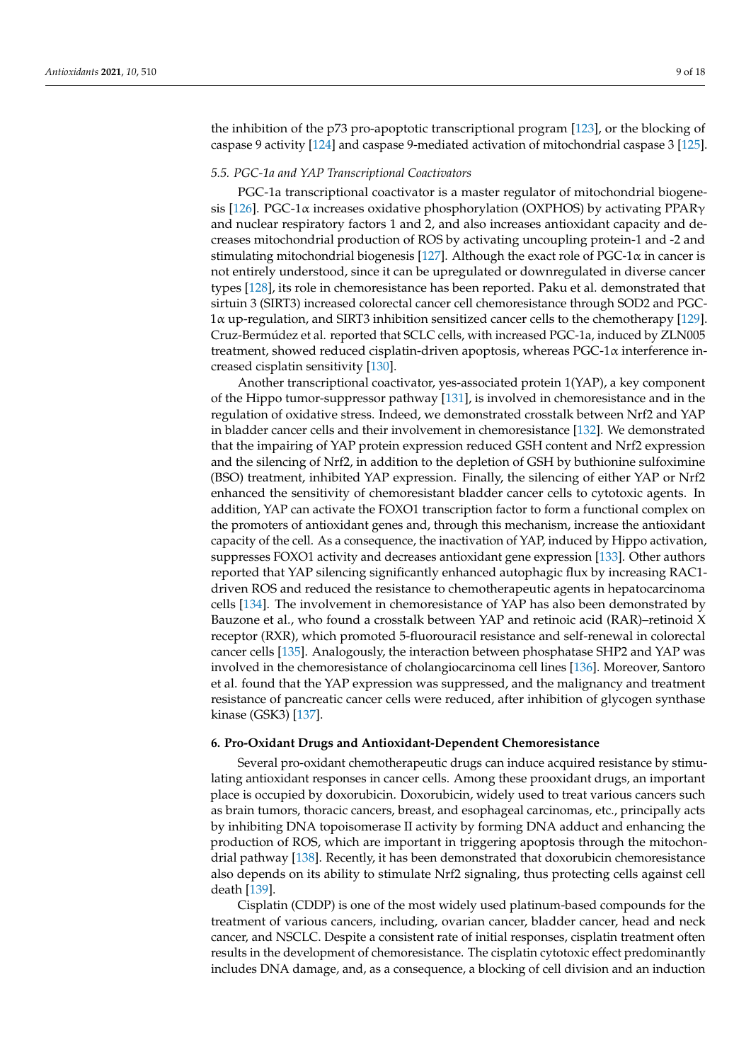the inhibition of the p73 pro-apoptotic transcriptional program [123], or the blocking of caspase 9 activity [124] and caspase 9-mediated activation of mitochondrial caspase 3 [125].

### 5.5. PGC-1a and YAP Transcriptional Coactivators

PGC-1a transcriptional coactivator is a master regulator of mitochondrial biogenesis [126]. PGC-1α increases oxidative phosphorylation (OXPHOS) by activating PPARγ and nuclear respiratory factors 1 and 2, and also increases antioxidant capacity and decreases mitochondrial production of ROS by activating uncoupling protein-1 and -2 and stimulating mitochondrial biogenesis [127]. Although the exact role of PGC-1α in cancer is not entirely understood, since it can be upregulated or downregulated in diverse cancer types [128], its role in chemoresistance has been reported. Paku et al. demonstrated that sirtuin 3 (SIRT3) increased colorectal cancer cell chemoresistance through SOD2 and PGC-1α up-regulation, and SIRT3 inhibition sensitized cancer cells to the chemotherapy [129]. Cruz-Bermúdez et al. reported that SCLC cells, with increased PGC-1a, induced by ZLN005 treatment, showed reduced cisplatin-driven apoptosis, whereas PGC-1α interference increased cisplatin sensitivity [130].

Another transcriptional coactivator, yes-associated protein 1(YAP), a key component of the Hippo tumor-suppressor pathway [131], is involved in chemoresistance and in the regulation of oxidative stress. Indeed, we demonstrated crosstalk between Nrf2 and YAP in bladder cancer cells and their involvement in chemoresistance [132]. We demonstrated that the impairing of YAP protein expression reduced GSH content and Nrf2 expression and the silencing of Nrf2, in addition to the depletion of GSH by buthionine sulfoximine (BSO) treatment, inhibited YAP expression. Finally, the silencing of either YAP or Nrf2 enhanced the sensitivity of chemoresistant bladder cancer cells to cytotoxic agents. In addition, YAP can activate the FOXO1 transcription factor to form a functional complex on the promoters of antioxidant genes and, through this mechanism, increase the antioxidant capacity of the cell. As a consequence, the inactivation of YAP, induced by Hippo activation, suppresses FOXO1 activity and decreases antioxidant gene expression [133]. Other authors reported that YAP silencing significantly enhanced autophagic flux by increasing RAC1-driven ROS and reduced the resistance to chemotherapeutic agents in hepatocarcinoma cells [134]. The involvement in chemoresistance of YAP has also been demonstrated by Bauzone et al., who found a crosstalk between YAP and retinoic acid (RAR)–retinoid X receptor (RXR), which promoted 5-fluorouracil resistance and self-renewal in colorectal cancer cells [135]. Analogously, the interaction between phosphatase SHP2 and YAP was involved in the chemoresistance of cholangiocarcinoma cell lines [136]. Moreover, Santoro et al. found that the YAP expression was suppressed, and the malignancy and treatment resistance of pancreatic cancer cells were reduced, after inhibition of glycogen synthase kinase (GSK3) [137].

## 6. Pro-Oxidant Drugs and Antioxidant-Dependent Chemoresistance

Several pro-oxidant chemotherapeutic drugs can induce acquired resistance by stimulating antioxidant responses in cancer cells. Among these prooxidant drugs, an important place is occupied by doxorubicin. Doxorubicin, widely used to treat various cancers such as brain tumors, thoracic cancers, breast, and esophageal carcinomas, etc., principally acts by inhibiting DNA topoisomerase II activity by forming DNA adduct and enhancing the production of ROS, which are important in triggering apoptosis through the mitochondrial pathway [138]. Recently, it has been demonstrated that doxorubicin chemoresistance also depends on its ability to stimulate Nrf2 signaling, thus protecting cells against cell death [139].

Cisplatin (CDDP) is one of the most widely used platinum-based compounds for the treatment of various cancers, including, ovarian cancer, bladder cancer, head and neck cancer, and NSCLC. Despite a consistent rate of initial responses, cisplatin treatment often results in the development of chemoresistance. The cisplatin cytotoxic effect predominantly includes DNA damage, and, as a consequence, a blocking of cell division and an induction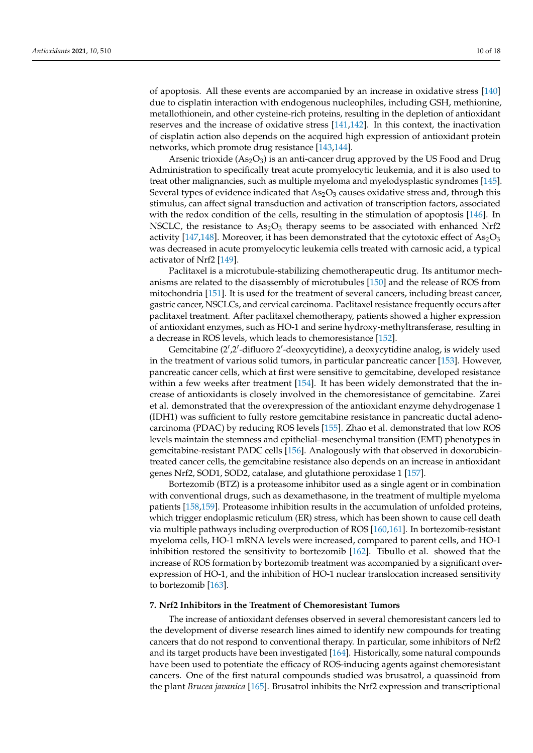of apoptosis. All these events are accompanied by an increase in oxidative stress [140] due to cisplatin interaction with endogenous nucleophiles, including GSH, methionine, metallothionein, and other cysteine-rich proteins, resulting in the depletion of antioxidant reserves and the increase of oxidative stress [141,142]. In this context, the inactivation of cisplatin action also depends on the acquired high expression of antioxidant protein networks, which promote drug resistance [143,144].

Arsenic trioxide ($As_2O_3$) is an anti-cancer drug approved by the US Food and Drug Administration to specifically treat acute promyelocytic leukemia, and it is also used to treat other malignancies, such as multiple myeloma and myelodysplastic syndromes [145]. Several types of evidence indicated that $As_2O_3$ causes oxidative stress and, through this stimulus, can affect signal transduction and activation of transcription factors, associated with the redox condition of the cells, resulting in the stimulation of apoptosis [146]. In NSCLC, the resistance to $As_2O_3$ therapy seems to be associated with enhanced Nrf2 activity [147,148]. Moreover, it has been demonstrated that the cytotoxic effect of $As_2O_3$ was decreased in acute promyelocytic leukemia cells treated with carnosic acid, a typical activator of Nrf2 [149].

Paclitaxel is a microtubule-stabilizing chemotherapeutic drug. Its antitumor mechanisms are related to the disassembly of microtubules [150] and the release of ROS from mitochondria [151]. It is used for the treatment of several cancers, including breast cancer, gastric cancer, NSCLCs, and cervical carcinoma. Paclitaxel resistance frequently occurs after paclitaxel treatment. After paclitaxel chemotherapy, patients showed a higher expression of antioxidant enzymes, such as HO-1 and serine hydroxy-methyltransferase, resulting in a decrease in ROS levels, which leads to chemoresistance [152].

Gemcitabine (2′,2′-difluoro 2′-deoxycytidine), a deoxycytidine analog, is widely used in the treatment of various solid tumors, in particular pancreatic cancer [153]. However, pancreatic cancer cells, which at first were sensitive to gemcitabine, developed resistance within a few weeks after treatment [154]. It has been widely demonstrated that the increase of antioxidants is closely involved in the chemoresistance of gemcitabine. Zarei et al. demonstrated that the overexpression of the antioxidant enzyme dehydrogenase 1 (IDH1) was sufficient to fully restore gemcitabine resistance in pancreatic ductal adenocarcinoma (PDAC) by reducing ROS levels [155]. Zhao et al. demonstrated that low ROS levels maintain the stemness and epithelial–mesenchymal transition (EMT) phenotypes in gemcitabine-resistant PADC cells [156]. Analogously with that observed in doxorubicin-treated cancer cells, the gemcitabine resistance also depends on an increase in antioxidant genes Nrf2, SOD1, SOD2, catalase, and glutathione peroxidase 1 [157].

Bortezomib (BTZ) is a proteasome inhibitor used as a single agent or in combination with conventional drugs, such as dexamethasone, in the treatment of multiple myeloma patients [158,159]. Proteasome inhibition results in the accumulation of unfolded proteins, which trigger endoplasmic reticulum (ER) stress, which has been shown to cause cell death via multiple pathways including overproduction of ROS [160,161]. In bortezomib-resistant myeloma cells, HO-1 mRNA levels were increased, compared to parent cells, and HO-1 inhibition restored the sensitivity to bortezomib [162]. Tibullo et al. showed that the increase of ROS formation by bortezomib treatment was accompanied by a significant overexpression of HO-1, and the inhibition of HO-1 nuclear translocation increased sensitivity to bortezomib [163].

## 7. Nrf2 Inhibitors in the Treatment of Chemoresistant Tumors

The increase of antioxidant defenses observed in several chemoresistant cancers led to the development of diverse research lines aimed to identify new compounds for treating cancers that do not respond to conventional therapy. In particular, some inhibitors of Nrf2 and its target products have been investigated [164]. Historically, some natural compounds have been used to potentiate the efficacy of ROS-inducing agents against chemoresistant cancers. One of the first natural compounds studied was brusatrol, a quassinoid from the plant *Brucea javanica* [165]. Brusatrol inhibits the Nrf2 expression and transcriptional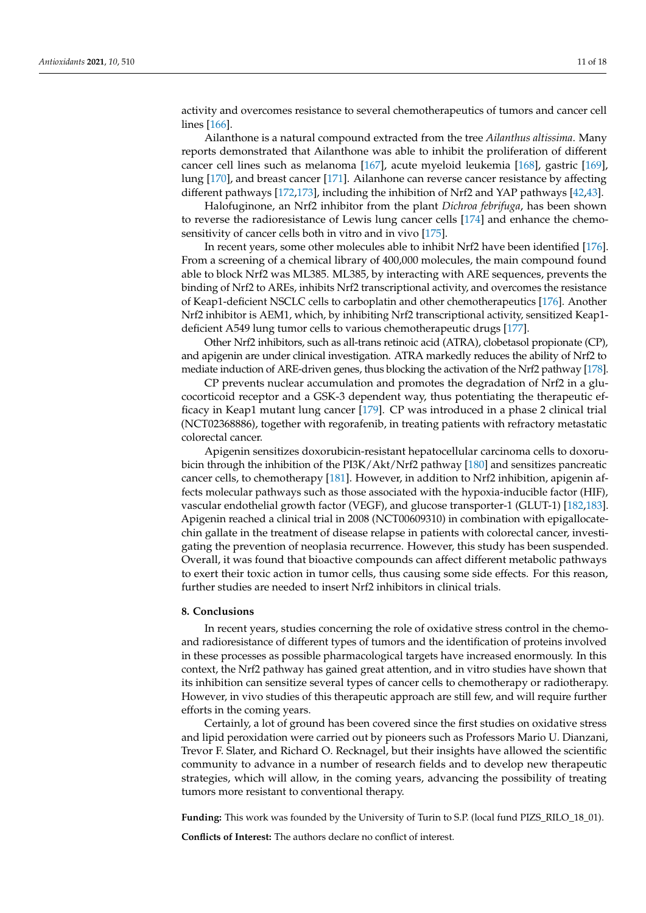activity and overcomes resistance to several chemotherapeutics of tumors and cancer cell lines [166].

Ailanthone is a natural compound extracted from the tree *Ailanthus altissima*. Many reports demonstrated that Ailanthone was able to inhibit the proliferation of different cancer cell lines such as melanoma [167], acute myeloid leukemia [168], gastric [169], lung [170], and breast cancer [171]. Ailanhone can reverse cancer resistance by affecting different pathways [172,173], including the inhibition of Nrf2 and YAP pathways [42,43].

Halofuginone, an Nrf2 inhibitor from the plant *Dichroa febrifuga*, has been shown to reverse the radioresistance of Lewis lung cancer cells [174] and enhance the chemosensitivity of cancer cells both in vitro and in vivo [175].

In recent years, some other molecules able to inhibit Nrf2 have been identified [176]. From a screening of a chemical library of 400,000 molecules, the main compound found able to block Nrf2 was ML385. ML385, by interacting with ARE sequences, prevents the binding of Nrf2 to AREs, inhibits Nrf2 transcriptional activity, and overcomes the resistance of Keap1-deficient NSCLC cells to carboplatin and other chemotherapeutics [176]. Another Nrf2 inhibitor is AEM1, which, by inhibiting Nrf2 transcriptional activity, sensitized Keap1-deficient A549 lung tumor cells to various chemotherapeutic drugs [177].

Other Nrf2 inhibitors, such as all-trans retinoic acid (ATRA), clobetasol propionate (CP), and apigenin are under clinical investigation. ATRA markedly reduces the ability of Nrf2 to mediate induction of ARE-driven genes, thus blocking the activation of the Nrf2 pathway [178].

CP prevents nuclear accumulation and promotes the degradation of Nrf2 in a glucocorticoid receptor and a GSK-3 dependent way, thus potentiating the therapeutic efficacy in Keap1 mutant lung cancer [179]. CP was introduced in a phase 2 clinical trial (NCT02368886), together with regorafenib, in treating patients with refractory metastatic colorectal cancer.

Apigenin sensitizes doxorubicin-resistant hepatocellular carcinoma cells to doxorubicin through the inhibition of the PI3K/Akt/Nrf2 pathway [180] and sensitizes pancreatic cancer cells, to chemotherapy [181]. However, in addition to Nrf2 inhibition, apigenin affects molecular pathways such as those associated with the hypoxia-inducible factor (HIF), vascular endothelial growth factor (VEGF), and glucose transporter-1 (GLUT-1) [182,183]. Apigenin reached a clinical trial in 2008 (NCT00609310) in combination with epigallocatechin gallate in the treatment of disease relapse in patients with colorectal cancer, investigating the prevention of neoplasia recurrence. However, this study has been suspended. Overall, it was found that bioactive compounds can affect different metabolic pathways to exert their toxic action in tumor cells, thus causing some side effects. For this reason, further studies are needed to insert Nrf2 inhibitors in clinical trials.

## 8. Conclusions

In recent years, studies concerning the role of oxidative stress control in the chemo- and radioresistance of different types of tumors and the identification of proteins involved in these processes as possible pharmacological targets have increased enormously. In this context, the Nrf2 pathway has gained great attention, and in vitro studies have shown that its inhibition can sensitize several types of cancer cells to chemotherapy or radiotherapy. However, in vivo studies of this therapeutic approach are still few, and will require further efforts in the coming years.

Certainly, a lot of ground has been covered since the first studies on oxidative stress and lipid peroxidation were carried out by pioneers such as Professors Mario U. Dianzani, Trevor F. Slater, and Richard O. Recknagel, but their insights have allowed the scientific community to advance in a number of research fields and to develop new therapeutic strategies, which will allow, in the coming years, advancing the possibility of treating tumors more resistant to conventional therapy.

**Funding:** This work was founded by the University of Turin to S.P. (local fund PIZS_RILO_18_01).

**Conflicts of Interest:** The authors declare no conflict of interest.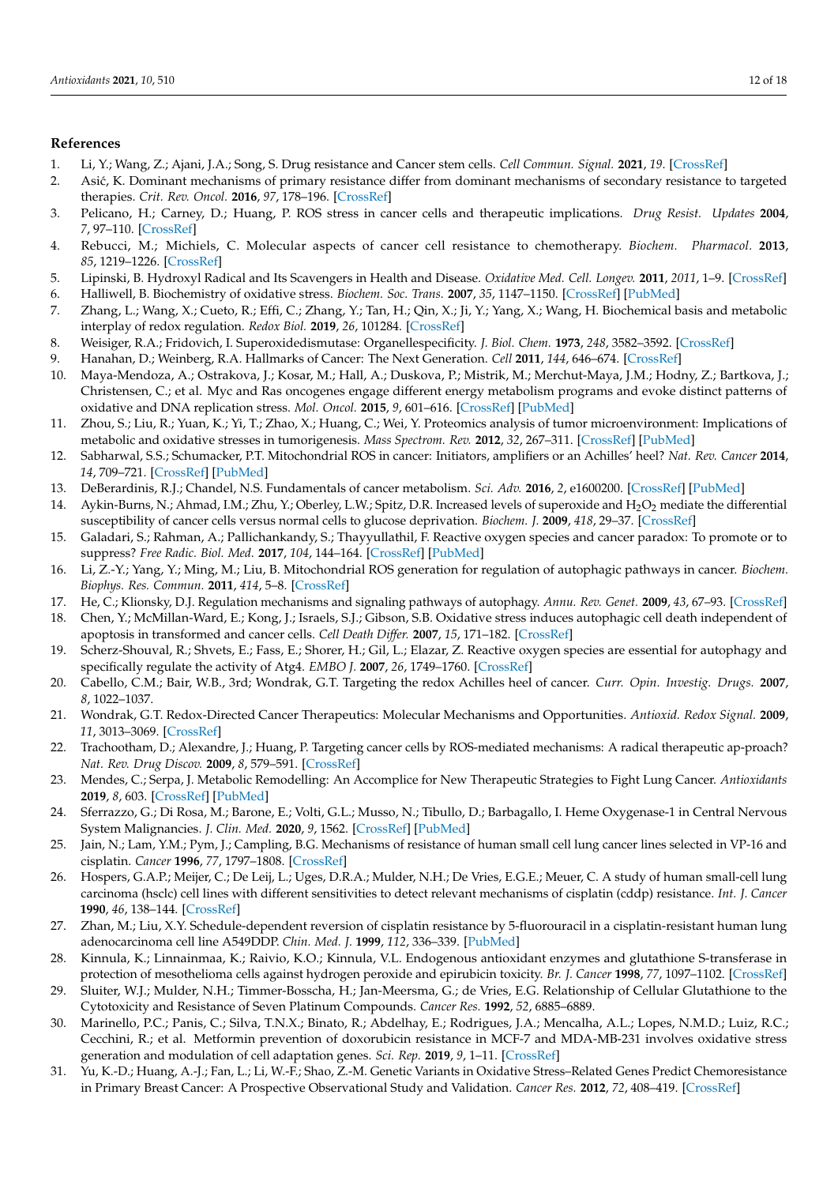## References

1. Li, Y.; Wang, Z.; Ajani, J.A.; Song, S. Drug resistance and Cancer stem cells. *Cell Commun. Signal.* **2021**, *19*. [CrossRef]
2. Asić, K. Dominant mechanisms of primary resistance differ from dominant mechanisms of secondary resistance to targeted therapies. *Crit. Rev. Oncol.* **2016**, *97*, 178–196. [CrossRef]
3. Pelicano, H.; Carney, D.; Huang, P. ROS stress in cancer cells and therapeutic implications. *Drug Resist. Updates* **2004**, *7*, 97–110. [CrossRef]
4. Rebucci, M.; Michiels, C. Molecular aspects of cancer cell resistance to chemotherapy. *Biochem. Pharmacol.* **2013**, *85*, 1219–1226. [CrossRef]
5. Lipinski, B. Hydroxyl Radical and Its Scavengers in Health and Disease. *Oxidative Med. Cell. Longev.* **2011**, *2011*, 1–9. [CrossRef]
6. Halliwell, B. Biochemistry of oxidative stress. *Biochem. Soc. Trans.* **2007**, *35*, 1147–1150. [CrossRef] [PubMed]
7. Zhang, L.; Wang, X.; Cueto, R.; Effi, C.; Zhang, Y.; Tan, H.; Qin, X.; Ji, Y.; Yang, X.; Wang, H. Biochemical basis and metabolic interplay of redox regulation. *Redox Biol.* **2019**, *26*, 101284. [CrossRef]
8. Weisiger, R.A.; Fridovich, I. Superoxidedismutase: Organellespecificity. *J. Biol. Chem.* **1973**, *248*, 3582–3592. [CrossRef]
9. Hanahan, D.; Weinberg, R.A. Hallmarks of Cancer: The Next Generation. *Cell* **2011**, *144*, 646–674. [CrossRef]
10. Maya-Mendoza, A.; Ostrakova, J.; Kosar, M.; Hall, A.; Duskova, P.; Mistrik, M.; Merchut-Maya, J.M.; Hodny, Z.; Bartkova, J.; Christensen, C.; et al. Myc and Ras oncogenes engage different energy metabolism programs and evoke distinct patterns of oxidative and DNA replication stress. *Mol. Oncol.* **2015**, *9*, 601–616. [CrossRef] [PubMed]
11. Zhou, S.; Liu, R.; Yuan, K.; Yi, T.; Zhao, X.; Huang, C.; Wei, Y. Proteomics analysis of tumor microenvironment: Implications of metabolic and oxidative stresses in tumorigenesis. *Mass Spectrom. Rev.* **2012**, *32*, 267–311. [CrossRef] [PubMed]
12. Sabharwal, S.S.; Schumacker, P.T. Mitochondrial ROS in cancer: Initiators, amplifiers or an Achilles' heel? *Nat. Rev. Cancer* **2014**, *14*, 709–721. [CrossRef] [PubMed]
13. DeBerardinis, R.J.; Chandel, N.S. Fundamentals of cancer metabolism. *Sci. Adv.* **2016**, *2*, e1600200. [CrossRef] [PubMed]
14. Aykin-Burns, N.; Ahmad, I.M.; Zhu, Y.; Oberley, L.W.; Spitz, D.R. Increased levels of superoxide and $H_2O_2$ mediate the differential susceptibility of cancer cells versus normal cells to glucose deprivation. *Biochem. J.* **2009**, *418*, 29–37. [CrossRef]
15. Galadari, S.; Rahman, A.; Pallichankandy, S.; Thayyullathil, F. Reactive oxygen species and cancer paradox: To promote or to suppress? *Free Radic. Biol. Med.* **2017**, *104*, 144–164. [CrossRef] [PubMed]
16. Li, Z.-Y.; Yang, Y.; Ming, M.; Liu, B. Mitochondrial ROS generation for regulation of autophagic pathways in cancer. *Biochem. Biophys. Res. Commun.* **2011**, *414*, 5–8. [CrossRef]
17. He, C.; Klionsky, D.J. Regulation mechanisms and signaling pathways of autophagy. *Annu. Rev. Genet.* **2009**, *43*, 67–93. [CrossRef]
18. Chen, Y.; McMillan-Ward, E.; Kong, J.; Israels, S.J.; Gibson, S.B. Oxidative stress induces autophagic cell death independent of apoptosis in transformed and cancer cells. *Cell Death Differ.* **2007**, *15*, 171–182. [CrossRef]
19. Scherz-Shouval, R.; Shvets, E.; Fass, E.; Shorer, H.; Gil, L.; Elazar, Z. Reactive oxygen species are essential for autophagy and specifically regulate the activity of Atg4. *EMBO J.* **2007**, *26*, 1749–1760. [CrossRef]
20. Cabello, C.M.; Bair, W.B., 3rd; Wondrak, G.T. Targeting the redox Achilles heel of cancer. *Curr. Opin. Investig. Drugs.* **2007**, *8*, 1022–1037.
21. Wondrak, G.T. Redox-Directed Cancer Therapeutics: Molecular Mechanisms and Opportunities. *Antioxid. Redox Signal.* **2009**, *11*, 3013–3069. [CrossRef]
22. Trachootham, D.; Alexandre, J.; Huang, P. Targeting cancer cells by ROS-mediated mechanisms: A radical therapeutic ap-proach? *Nat. Rev. Drug Discov.* **2009**, *8*, 579–591. [CrossRef]
23. Mendes, C.; Serpa, J. Metabolic Remodelling: An Accomplice for New Therapeutic Strategies to Fight Lung Cancer. *Antioxidants* **2019**, *8*, 603. [CrossRef] [PubMed]
24. Sferrazzo, G.; Di Rosa, M.; Barone, E.; Volti, G.L.; Musso, N.; Tibullo, D.; Barbagallo, I. Heme Oxygenase-1 in Central Nervous System Malignancies. *J. Clin. Med.* **2020**, *9*, 1562. [CrossRef] [PubMed]
25. Jain, N.; Lam, Y.M.; Pym, J.; Campling, B.G. Mechanisms of resistance of human small cell lung cancer lines selected in VP-16 and cisplatin. *Cancer* **1996**, *77*, 1797–1808. [CrossRef]
26. Hospers, G.A.P.; Meijer, C.; De Leij, L.; Uges, D.R.A.; Mulder, N.H.; De Vries, E.G.E.; Meuer, C. A study of human small-cell lung carcinoma (hsclc) cell lines with different sensitivities to detect relevant mechanisms of cisplatin (cddp) resistance. *Int. J. Cancer* **1990**, *46*, 138–144. [CrossRef]
27. Zhan, M.; Liu, X.Y. Schedule-dependent reversion of cisplatin resistance by 5-fluorouracil in a cisplatin-resistant human lung adenocarcinoma cell line A549DDP. *Chin. Med. J.* **1999**, *112*, 336–339. [PubMed]
28. Kinnula, K.; Linnainmaa, K.; Raivio, K.O.; Kinnula, V.L. Endogenous antioxidant enzymes and glutathione S-transferase in protection of mesothelioma cells against hydrogen peroxide and epirubicin toxicity. *Br. J. Cancer* **1998**, *77*, 1097–1102. [CrossRef]
29. Sluiter, W.J.; Mulder, N.H.; Timmer-Bosscha, H.; Jan-Meersma, G.; de Vries, E.G. Relationship of Cellular Glutathione to the Cytotoxicity and Resistance of Seven Platinum Compounds. *Cancer Res.* **1992**, *52*, 6885–6889.
30. Marinello, P.C.; Panis, C.; Silva, T.N.X.; Binato, R.; Abdelhay, E.; Rodrigues, J.A.; Mencalha, A.L.; Lopes, N.M.D.; Luiz, R.C.; Cecchini, R.; et al. Metformin prevention of doxorubicin resistance in MCF-7 and MDA-MB-231 involves oxidative stress generation and modulation of cell adaptation genes. *Sci. Rep.* **2019**, *9*, 1–11. [CrossRef]
31. Yu, K.-D.; Huang, A.-J.; Fan, L.; Li, W.-F.; Shao, Z.-M. Genetic Variants in Oxidative Stress–Related Genes Predict Chemoresistance in Primary Breast Cancer: A Prospective Observational Study and Validation. *Cancer Res.* **2012**, *72*, 408–419. [CrossRef]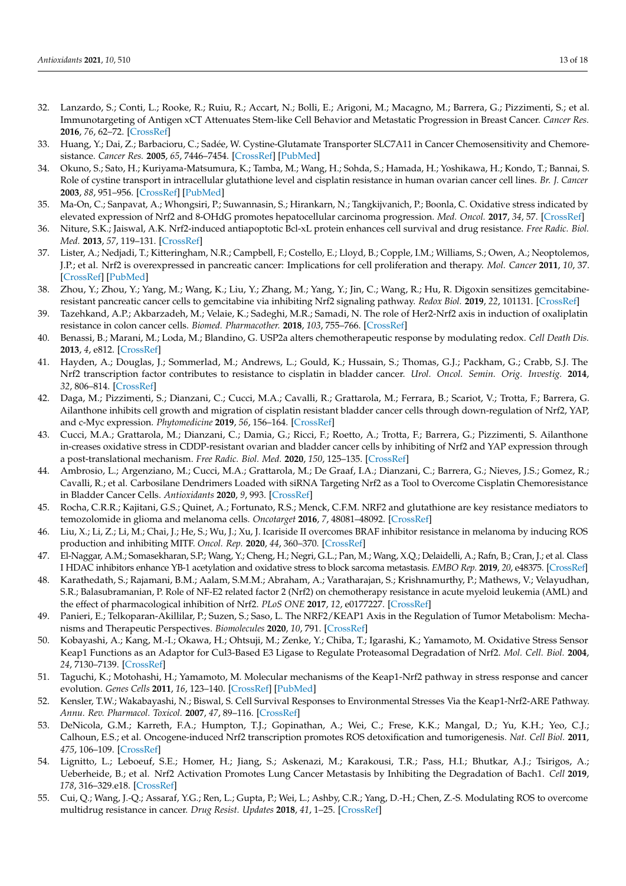32. Lanzardo, S.; Conti, L.; Rooke, R.; Ruiu, R.; Accart, N.; Bolli, E.; Arigoni, M.; Macagno, M.; Barrera, G.; Pizzimenti, S.; et al. Immunotargeting of Antigen xCT Attenuates Stem-like Cell Behavior and Metastatic Progression in Breast Cancer. *Cancer Res.* **2016**, *76*, 62–72. [CrossRef]
33. Huang, Y.; Dai, Z.; Barbacioru, C.; Sadée, W. Cystine-Glutamate Transporter SLC7A11 in Cancer Chemosensitivity and Chemoresistance. *Cancer Res.* **2005**, *65*, 7446–7454. [CrossRef] [PubMed]
34. Okuno, S.; Sato, H.; Kuriyama-Matsumura, K.; Tamba, M.; Wang, H.; Sohda, S.; Hamada, H.; Yoshikawa, H.; Kondo, T.; Bannai, S. Role of cystine transport in intracellular glutathione level and cisplatin resistance in human ovarian cancer cell lines. *Br. J. Cancer* **2003**, *88*, 951–956. [CrossRef] [PubMed]
35. Ma-On, C.; Sanpavat, A.; Whongsiri, P.; Suwannasin, S.; Hirankarn, N.; Tangkijvanich, P.; Boonla, C. Oxidative stress indicated by elevated expression of Nrf2 and 8-OHdG promotes hepatocellular carcinoma progression. *Med. Oncol.* **2017**, *34*, 57. [CrossRef]
36. Niture, S.K.; Jaiswal, A.K. Nrf2-induced antiapoptotic Bcl-xL protein enhances cell survival and drug resistance. *Free Radic. Biol. Med.* **2013**, *57*, 119–131. [CrossRef]
37. Lister, A.; Nedjadi, T.; Kitteringham, N.R.; Campbell, F.; Costello, E.; Lloyd, B.; Copple, I.M.; Williams, S.; Owen, A.; Neoptolemos, J.P.; et al. Nrf2 is overexpressed in pancreatic cancer: Implications for cell proliferation and therapy. *Mol. Cancer* **2011**, *10*, 37. [CrossRef] [PubMed]
38. Zhou, Y.; Zhou, Y.; Yang, M.; Wang, K.; Liu, Y.; Zhang, M.; Yang, Y.; Jin, C.; Wang, R.; Hu, R. Digoxin sensitizes gemcitabine-resistant pancreatic cancer cells to gemcitabine via inhibiting Nrf2 signaling pathway. *Redox Biol.* **2019**, *22*, 101131. [CrossRef]
39. Tazehkand, A.P.; Akbarzadeh, M.; Velaie, K.; Sadeghi, M.R.; Samadi, N. The role of Her2-Nrf2 axis in induction of oxaliplatin resistance in colon cancer cells. *Biomed. Pharmacother.* **2018**, *103*, 755–766. [CrossRef]
40. Benassi, B.; Marani, M.; Loda, M.; Blandino, G. USP2a alters chemotherapeutic response by modulating redox. *Cell Death Dis.* **2013**, *4*, e812. [CrossRef]
41. Hayden, A.; Douglas, J.; Sommerlad, M.; Andrews, L.; Gould, K.; Hussain, S.; Thomas, G.J.; Packham, G.; Crabb, S.J. The Nrf2 transcription factor contributes to resistance to cisplatin in bladder cancer. *Urol. Oncol. Semin. Orig. Investig.* **2014**, *32*, 806–814. [CrossRef]
42. Daga, M.; Pizzimenti, S.; Dianzani, C.; Cucci, M.A.; Cavalli, R.; Grattarola, M.; Ferrara, B.; Scariot, V.; Trotta, F.; Barrera, G. Ailanthone inhibits cell growth and migration of cisplatin resistant bladder cancer cells through down-regulation of Nrf2, YAP, and c-Myc expression. *Phytomedicine* **2019**, *56*, 156–164. [CrossRef]
43. Cucci, M.A.; Grattarola, M.; Dianzani, C.; Damia, G.; Ricci, F.; Roetto, A.; Trotta, F.; Barrera, G.; Pizzimenti, S. Ailanthone in-creases oxidative stress in CDDP-resistant ovarian and bladder cancer cells by inhibiting of Nrf2 and YAP expression through a post-translational mechanism. *Free Radic. Biol. Med.* **2020**, *150*, 125–135. [CrossRef]
44. Ambrosio, L.; Argenziano, M.; Cucci, M.A.; Grattarola, M.; De Graaf, I.A.; Dianzani, C.; Barrera, G.; Nieves, J.S.; Gomez, R.; Cavalli, R.; et al. Carbosilane Dendrimers Loaded with siRNA Targeting Nrf2 as a Tool to Overcome Cisplatin Chemoresistance in Bladder Cancer Cells. *Antioxidants* **2020**, *9*, 993. [CrossRef]
45. Rocha, C.R.R.; Kajitani, G.S.; Quinet, A.; Fortunato, R.S.; Menck, C.F.M. NRF2 and glutathione are key resistance mediators to temozolomide in glioma and melanoma cells. *Oncotarget* **2016**, *7*, 48081–48092. [CrossRef]
46. Liu, X.; Li, Z.; Li, M.; Chai, J.; He, S.; Wu, J.; Xu, J. Icariside II overcomes BRAF inhibitor resistance in melanoma by inducing ROS production and inhibiting MITF. *Oncol. Rep.* **2020**, *44*, 360–370. [CrossRef]
47. El-Naggar, A.M.; Somasekharan, S.P.; Wang, Y.; Cheng, H.; Negri, G.L.; Pan, M.; Wang, X.Q.; Delaidelli, A.; Rafn, B.; Cran, J.; et al. Class I HDAC inhibitors enhance YB-1 acetylation and oxidative stress to block sarcoma metastasis. *EMBO Rep.* **2019**, *20*, e48375. [CrossRef]
48. Karathedath, S.; Rajamani, B.M.; Aalam, S.M.M.; Abraham, A.; Varatharajan, S.; Krishnamurthy, P.; Mathews, V.; Velayudhan, S.R.; Balasubramanian, P. Role of NF-E2 related factor 2 (Nrf2) on chemotherapy resistance in acute myeloid leukemia (AML) and the effect of pharmacological inhibition of Nrf2. *PLoS ONE* **2017**, *12*, e0177227. [CrossRef]
49. Panieri, E.; Telkoparan-Akillilar, P.; Suzen, S.; Saso, L. The NRF2/KEAP1 Axis in the Regulation of Tumor Metabolism: Mechanisms and Therapeutic Perspectives. *Biomolecules* **2020**, *10*, 791. [CrossRef]
50. Kobayashi, A.; Kang, M.-I.; Okawa, H.; Ohtsuji, M.; Zenke, Y.; Chiba, T.; Igarashi, K.; Yamamoto, M. Oxidative Stress Sensor Keap1 Functions as an Adaptor for Cul3-Based E3 Ligase to Regulate Proteasomal Degradation of Nrf2. *Mol. Cell. Biol.* **2004**, *24*, 7130–7139. [CrossRef]
51. Taguchi, K.; Motohashi, H.; Yamamoto, M. Molecular mechanisms of the Keap1-Nrf2 pathway in stress response and cancer evolution. *Genes Cells* **2011**, *16*, 123–140. [CrossRef] [PubMed]
52. Kensler, T.W.; Wakabayashi, N.; Biswal, S. Cell Survival Responses to Environmental Stresses Via the Keap1-Nrf2-ARE Pathway. *Annu. Rev. Pharmacol. Toxicol.* **2007**, *47*, 89–116. [CrossRef]
53. DeNicola, G.M.; Karreth, F.A.; Humpton, T.J.; Gopinathan, A.; Wei, C.; Frese, K.K.; Mangal, D.; Yu, K.H.; Yeo, C.J.; Calhoun, E.S.; et al. Oncogene-induced Nrf2 transcription promotes ROS detoxification and tumorigenesis. *Nat. Cell Biol.* **2011**, *475*, 106–109. [CrossRef]
54. Lignitto, L.; Leboeuf, S.E.; Homer, H.; Jiang, S.; Askenazi, M.; Karakousi, T.R.; Pass, H.I.; Bhutkar, A.J.; Tsirigos, A.; Ueberheide, B.; et al. Nrf2 Activation Promotes Lung Cancer Metastasis by Inhibiting the Degradation of Bach1. *Cell* **2019**, *178*, 316–329.e18. [CrossRef]
55. Cui, Q.; Wang, J.-Q.; Assaraf, Y.G.; Ren, L.; Gupta, P.; Wei, L.; Ashby, C.R.; Yang, D.-H.; Chen, Z.-S. Modulating ROS to overcome multidrug resistance in cancer. *Drug Resist. Updates* **2018**, *41*, 1–25. [CrossRef]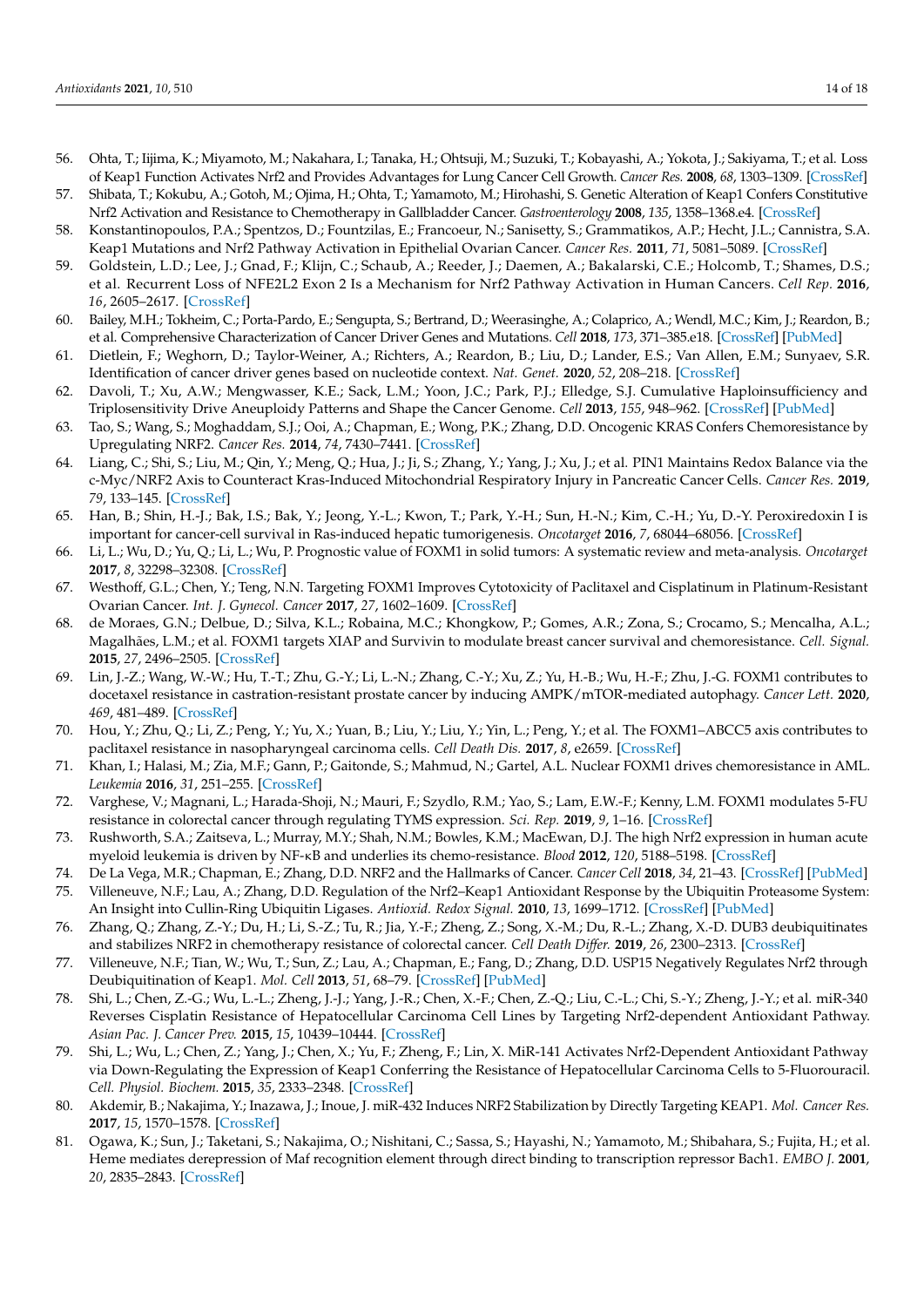56. Ohta, T.; Iijima, K.; Miyamoto, M.; Nakahara, I.; Tanaka, H.; Ohtsuji, M.; Suzuki, T.; Kobayashi, A.; Yokota, J.; Sakiyama, T.; et al. Loss of Keap1 Function Activates Nrf2 and Provides Advantages for Lung Cancer Cell Growth. *Cancer Res.* **2008**, *68*, 1303–1309. [CrossRef]
57. Shibata, T.; Kokubu, A.; Gotoh, M.; Ojima, H.; Ohta, T.; Yamamoto, M.; Hirohashi, S. Genetic Alteration of Keap1 Confers Constitutive Nrf2 Activation and Resistance to Chemotherapy in Gallbladder Cancer. *Gastroenterology* **2008**, *135*, 1358–1368.e4. [CrossRef]
58. Konstantinopoulos, P.A.; Spentzos, D.; Fountzilas, E.; Francoeur, N.; Sanisetty, S.; Grammatikos, A.P.; Hecht, J.L.; Cannistra, S.A. Keap1 Mutations and Nrf2 Pathway Activation in Epithelial Ovarian Cancer. *Cancer Res.* **2011**, *71*, 5081–5089. [CrossRef]
59. Goldstein, L.D.; Lee, J.; Gnad, F.; Klijn, C.; Schaub, A.; Reeder, J.; Daemen, A.; Bakalarski, C.E.; Holcomb, T.; Shames, D.S.; et al. Recurrent Loss of NFE2L2 Exon 2 Is a Mechanism for Nrf2 Pathway Activation in Human Cancers. *Cell Rep.* **2016**, *16*, 2605–2617. [CrossRef]
60. Bailey, M.H.; Tokheim, C.; Porta-Pardo, E.; Sengupta, S.; Bertrand, D.; Weerasinghe, A.; Colaprico, A.; Wendl, M.C.; Kim, J.; Reardon, B.; et al. Comprehensive Characterization of Cancer Driver Genes and Mutations. *Cell* **2018**, *173*, 371–385.e18. [CrossRef] [PubMed]
61. Dietlein, F.; Weghorn, D.; Taylor-Weiner, A.; Richters, A.; Reardon, B.; Liu, D.; Lander, E.S.; Van Allen, E.M.; Sunyaev, S.R. Identification of cancer driver genes based on nucleotide context. *Nat. Genet.* **2020**, *52*, 208–218. [CrossRef]
62. Davoli, T.; Xu, A.W.; Mengwasser, K.E.; Sack, L.M.; Yoon, J.C.; Park, P.J.; Elledge, S.J. Cumulative Haploinsufficiency and Triplosensitivity Drive Aneuploidy Patterns and Shape the Cancer Genome. *Cell* **2013**, *155*, 948–962. [CrossRef] [PubMed]
63. Tao, S.; Wang, S.; Moghaddam, S.J.; Ooi, A.; Chapman, E.; Wong, P.K.; Zhang, D.D. Oncogenic KRAS Confers Chemoresistance by Upregulating NRF2. *Cancer Res.* **2014**, *74*, 7430–7441. [CrossRef]
64. Liang, C.; Shi, S.; Liu, M.; Qin, Y.; Meng, Q.; Hua, J.; Ji, S.; Zhang, Y.; Yang, J.; Xu, J.; et al. PIN1 Maintains Redox Balance via the c-Myc/NRF2 Axis to Counteract Kras-Induced Mitochondrial Respiratory Injury in Pancreatic Cancer Cells. *Cancer Res.* **2019**, *79*, 133–145. [CrossRef]
65. Han, B.; Shin, H.-J.; Bak, I.S.; Bak, Y.; Jeong, Y.-L.; Kwon, T.; Park, Y.-H.; Sun, H.-N.; Kim, C.-H.; Yu, D.-Y. Peroxiredoxin I is important for cancer-cell survival in Ras-induced hepatic tumorigenesis. *Oncotarget* **2016**, *7*, 68044–68056. [CrossRef]
66. Li, L.; Wu, D.; Yu, Q.; Li, L.; Wu, P. Prognostic value of FOXM1 in solid tumors: A systematic review and meta-analysis. *Oncotarget* **2017**, *8*, 32298–32308. [CrossRef]
67. Westhoff, G.L.; Chen, Y.; Teng, N.N. Targeting FOXM1 Improves Cytotoxicity of Paclitaxel and Cisplatinum in Platinum-Resistant Ovarian Cancer. *Int. J. Gynecol. Cancer* **2017**, *27*, 1602–1609. [CrossRef]
68. de Moraes, G.N.; Delbue, D.; Silva, K.L.; Robaina, M.C.; Khongkow, P.; Gomes, A.R.; Zona, S.; Crocamo, S.; Mencalha, A.L.; Magalhães, L.M.; et al. FOXM1 targets XIAP and Survivin to modulate breast cancer survival and chemoresistance. *Cell. Signal.* **2015**, *27*, 2496–2505. [CrossRef]
69. Lin, J.-Z.; Wang, W.-W.; Hu, T.-T.; Zhu, G.-Y.; Li, L.-N.; Zhang, C.-Y.; Xu, Z.; Yu, H.-B.; Wu, H.-F.; Zhu, J.-G. FOXM1 contributes to docetaxel resistance in castration-resistant prostate cancer by inducing AMPK/mTOR-mediated autophagy. *Cancer Lett.* **2020**, *469*, 481–489. [CrossRef]
70. Hou, Y.; Zhu, Q.; Li, Z.; Peng, Y.; Yu, X.; Yuan, B.; Liu, Y.; Liu, Y.; Yin, L.; Peng, Y.; et al. The FOXM1–ABCC5 axis contributes to paclitaxel resistance in nasopharyngeal carcinoma cells. *Cell Death Dis.* **2017**, *8*, e2659. [CrossRef]
71. Khan, I.; Halasi, M.; Zia, M.F.; Gann, P.; Gaitonde, S.; Mahmud, N.; Gartel, A.L. Nuclear FOXM1 drives chemoresistance in AML. *Leukemia* **2016**, *31*, 251–255. [CrossRef]
72. Varghese, V.; Magnani, L.; Harada-Shoji, N.; Mauri, F.; Szydlo, R.M.; Yao, S.; Lam, E.W.-F.; Kenny, L.M. FOXM1 modulates 5-FU resistance in colorectal cancer through regulating TYMS expression. *Sci. Rep.* **2019**, *9*, 1–16. [CrossRef]
73. Rushworth, S.A.; Zaitseva, L.; Murray, M.Y.; Shah, N.M.; Bowles, K.M.; MacEwan, D.J. The high Nrf2 expression in human acute myeloid leukemia is driven by NF-κB and underlies its chemo-resistance. *Blood* **2012**, *120*, 5188–5198. [CrossRef]
74. De La Vega, M.R.; Chapman, E.; Zhang, D.D. NRF2 and the Hallmarks of Cancer. *Cancer Cell* **2018**, *34*, 21–43. [CrossRef] [PubMed]
75. Villeneuve, N.F.; Lau, A.; Zhang, D.D. Regulation of the Nrf2–Keap1 Antioxidant Response by the Ubiquitin Proteasome System: An Insight into Cullin-Ring Ubiquitin Ligases. *Antioxid. Redox Signal.* **2010**, *13*, 1699–1712. [CrossRef] [PubMed]
76. Zhang, Q.; Zhang, Z.-Y.; Du, H.; Li, S.-Z.; Tu, R.; Jia, Y.-F.; Zheng, Z.; Song, X.-M.; Du, R.-L.; Zhang, X.-D. DUB3 deubiquitinates and stabilizes NRF2 in chemotherapy resistance of colorectal cancer. *Cell Death Differ.* **2019**, *26*, 2300–2313. [CrossRef]
77. Villeneuve, N.F.; Tian, W.; Wu, T.; Sun, Z.; Lau, A.; Chapman, E.; Fang, D.; Zhang, D.D. USP15 Negatively Regulates Nrf2 through Deubiquitination of Keap1. *Mol. Cell* **2013**, *51*, 68–79. [CrossRef] [PubMed]
78. Shi, L.; Chen, Z.-G.; Wu, L.-L.; Zheng, J.-J.; Yang, J.-R.; Chen, X.-F.; Chen, Z.-Q.; Liu, C.-L.; Chi, S.-Y.; Zheng, J.-Y.; et al. miR-340 Reverses Cisplatin Resistance of Hepatocellular Carcinoma Cell Lines by Targeting Nrf2-dependent Antioxidant Pathway. *Asian Pac. J. Cancer Prev.* **2015**, *15*, 10439–10444. [CrossRef]
79. Shi, L.; Wu, L.; Chen, Z.; Yang, J.; Chen, X.; Yu, F.; Zheng, F.; Lin, X. MiR-141 Activates Nrf2-Dependent Antioxidant Pathway via Down-Regulating the Expression of Keap1 Conferring the Resistance of Hepatocellular Carcinoma Cells to 5-Fluorouracil. *Cell. Physiol. Biochem.* **2015**, *35*, 2333–2348. [CrossRef]
80. Akdemir, B.; Nakajima, Y.; Inazawa, J.; Inoue, J. miR-432 Induces NRF2 Stabilization by Directly Targeting KEAP1. *Mol. Cancer Res.* **2017**, *15*, 1570–1578. [CrossRef]
81. Ogawa, K.; Sun, J.; Taketani, S.; Nakajima, O.; Nishitani, C.; Sassa, S.; Hayashi, N.; Yamamoto, M.; Shibahara, S.; Fujita, H.; et al. Heme mediates derepression of Maf recognition element through direct binding to transcription repressor Bach1. *EMBO J.* **2001**, *20*, 2835–2843. [CrossRef]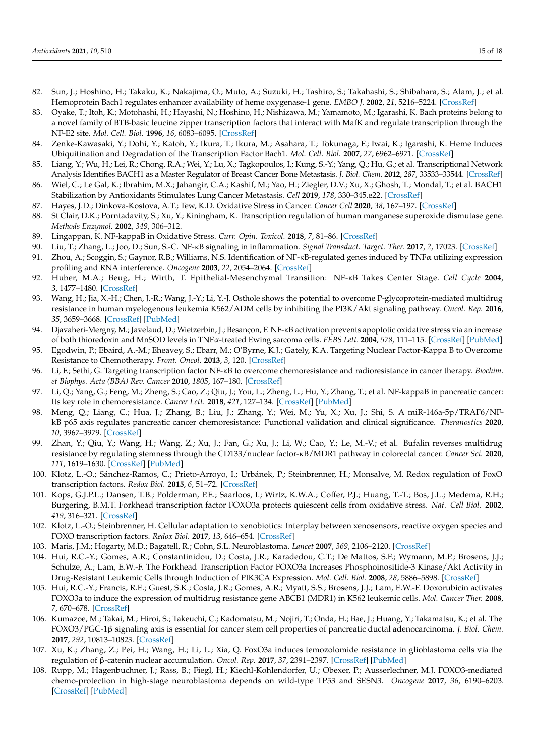82. Sun, J.; Hoshino, H.; Takaku, K.; Nakajima, O.; Muto, A.; Suzuki, H.; Tashiro, S.; Takahashi, S.; Shibahara, S.; Alam, J.; et al. Hemoprotein Bach1 regulates enhancer availability of heme oxygenase-1 gene. *EMBO J.* **2002**, *21*, 5216–5224. [CrossRef]
83. Oyake, T.; Itoh, K.; Motohashi, H.; Hayashi, N.; Hoshino, H.; Nishizawa, M.; Yamamoto, M.; Igarashi, K. Bach proteins belong to a novel family of BTB-basic leucine zipper transcription factors that interact with MafK and regulate transcription through the NF-E2 site. *Mol. Cell. Biol.* **1996**, *16*, 6083–6095. [CrossRef]
84. Zenke-Kawasaki, Y.; Dohi, Y.; Katoh, Y.; Ikura, T.; Ikura, M.; Asahara, T.; Tokunaga, F.; Iwai, K.; Igarashi, K. Heme Induces Ubiquitination and Degradation of the Transcription Factor Bach1. *Mol. Cell. Biol.* **2007**, *27*, 6962–6971. [CrossRef]
85. Liang, Y.; Wu, H.; Lei, R.; Chong, R.A.; Wei, Y.; Lu, X.; Tagkopoulos, I.; Kung, S.-Y.; Yang, Q.; Hu, G.; et al. Transcriptional Network Analysis Identifies BACH1 as a Master Regulator of Breast Cancer Bone Metastasis. *J. Biol. Chem.* **2012**, *287*, 33533–33544. [CrossRef]
86. Wiel, C.; Le Gal, K.; Ibrahim, M.X.; Jahangir, C.A.; Kashif, M.; Yao, H.; Ziegler, D.V.; Xu, X.; Ghosh, T.; Mondal, T.; et al. BACH1 Stabilization by Antioxidants Stimulates Lung Cancer Metastasis. *Cell* **2019**, *178*, 330–345.e22. [CrossRef]
87. Hayes, J.D.; Dinkova-Kostova, A.T.; Tew, K.D. Oxidative Stress in Cancer. *Cancer Cell* **2020**, *38*, 167–197. [CrossRef]
88. St Clair, D.K.; Porntadavity, S.; Xu, Y.; Kiningham, K. Transcription regulation of human manganese superoxide dismutase gene. *Methods Enzymol.* **2002**, *349*, 306–312.
89. Lingappan, K. NF-kappaB in Oxidative Stress. *Curr. Opin. Toxicol.* **2018**, *7*, 81–86. [CrossRef]
90. Liu, T.; Zhang, L.; Joo, D.; Sun, S.-C. NF-κB signaling in inflammation. *Signal Transduct. Target. Ther.* **2017**, *2*, 17023. [CrossRef]
91. Zhou, A.; Scoggin, S.; Gaynor, R.B.; Williams, N.S. Identification of NF-κB-regulated genes induced by TNFα utilizing expression profiling and RNA interference. *Oncogene* **2003**, *22*, 2054–2064. [CrossRef]
92. Huber, M.A.; Beug, H.; Wirth, T. Epithelial-Mesenchymal Transition: NF-κB Takes Center Stage. *Cell Cycle* **2004**, *3*, 1477–1480. [CrossRef]
93. Wang, H.; Jia, X.-H.; Chen, J.-R.; Wang, J.-Y.; Li, Y.-J. Osthole shows the potential to overcome P-glycoprotein-mediated multidrug resistance in human myelogenous leukemia K562/ADM cells by inhibiting the PI3K/Akt signaling pathway. *Oncol. Rep.* **2016**, *35*, 3659–3668. [CrossRef] [PubMed]
94. Djavaheri-Mergny, M.; Javelaud, D.; Wietzerbin, J.; Besançon, F. NF-κB activation prevents apoptotic oxidative stress via an increase of both thioredoxin and MnSOD levels in TNFα-treated Ewing sarcoma cells. *FEBS Lett.* **2004**, *578*, 111–115. [CrossRef] [PubMed]
95. Egodwin, P.; Ebaird, A.-M.; Eheavey, S.; Ebarr, M.; O'Byrne, K.J.; Gately, K.A. Targeting Nuclear Factor-Kappa B to Overcome Resistance to Chemotherapy. *Front. Oncol.* **2013**, *3*, 120. [CrossRef]
96. Li, F.; Sethi, G. Targeting transcription factor NF-κB to overcome chemoresistance and radioresistance in cancer therapy. *Biochim. et Biophys. Acta (BBA) Rev. Cancer* **2010**, *1805*, 167–180. [CrossRef]
97. Li, Q.; Yang, G.; Feng, M.; Zheng, S.; Cao, Z.; Qiu, J.; You, L.; Zheng, L.; Hu, Y.; Zhang, T.; et al. NF-kappaB in pancreatic cancer: Its key role in chemoresistance. *Cancer Lett.* **2018**, *421*, 127–134. [CrossRef] [PubMed]
98. Meng, Q.; Liang, C.; Hua, J.; Zhang, B.; Liu, J.; Zhang, Y.; Wei, M.; Yu, X.; Xu, J.; Shi, S. A miR-146a-5p/TRAF6/NF-kB p65 axis regulates pancreatic cancer chemoresistance: Functional validation and clinical significance. *Theranostics* **2020**, *10*, 3967–3979. [CrossRef]
99. Zhan, Y.; Qiu, Y.; Wang, H.; Wang, Z.; Xu, J.; Fan, G.; Xu, J.; Li, W.; Cao, Y.; Le, M.-V.; et al. Bufalin reverses multidrug resistance by regulating stemness through the CD133/nuclear factor-κB/MDR1 pathway in colorectal cancer. *Cancer Sci.* **2020**, *111*, 1619–1630. [CrossRef] [PubMed]
100. Klotz, L.-O.; Sánchez-Ramos, C.; Prieto-Arroyo, I.; Urbánek, P.; Steinbrenner, H.; Monsalve, M. Redox regulation of FoxO transcription factors. *Redox Biol.* **2015**, *6*, 51–72. [CrossRef]
101. Kops, G.J.P.L.; Dansen, T.B.; Polderman, P.E.; Saarloos, I.; Wirtz, K.W.A.; Coffer, P.J.; Huang, T.-T.; Bos, J.L.; Medema, R.H.; Burgering, B.M.T. Forkhead transcription factor FOXO3a protects quiescent cells from oxidative stress. *Nat. Cell Biol.* **2002**, *419*, 316–321. [CrossRef]
102. Klotz, L.-O.; Steinbrenner, H. Cellular adaptation to xenobiotics: Interplay between xenosensors, reactive oxygen species and FOXO transcription factors. *Redox Biol.* **2017**, *13*, 646–654. [CrossRef]
103. Maris, J.M.; Hogarty, M.D.; Bagatell, R.; Cohn, S.L. Neuroblastoma. *Lancet* **2007**, *369*, 2106–2120. [CrossRef]
104. Hui, R.C.-Y.; Gomes, A.R.; Constantinidou, D.; Costa, J.R.; Karadedou, C.T.; De Mattos, S.F.; Wymann, M.P.; Brosens, J.J.; Schulze, A.; Lam, E.W.-F. The Forkhead Transcription Factor FOXO3a Increases Phosphoinositide-3 Kinase/Akt Activity in Drug-Resistant Leukemic Cells through Induction of PIK3CA Expression. *Mol. Cell. Biol.* **2008**, *28*, 5886–5898. [CrossRef]
105. Hui, R.C.-Y.; Francis, R.E.; Guest, S.K.; Costa, J.R.; Gomes, A.R.; Myatt, S.S.; Brosens, J.J.; Lam, E.W.-F. Doxorubicin activates FOXO3a to induce the expression of multidrug resistance gene ABCB1 (MDR1) in K562 leukemic cells. *Mol. Cancer Ther.* **2008**, *7*, 670–678. [CrossRef]
106. Kumazoe, M.; Takai, M.; Hiroi, S.; Takeuchi, C.; Kadomatsu, M.; Nojiri, T.; Onda, H.; Bae, J.; Huang, Y.; Takamatsu, K.; et al. The FOXO3/PGC-1β signaling axis is essential for cancer stem cell properties of pancreatic ductal adenocarcinoma. *J. Biol. Chem.* **2017**, *292*, 10813–10823. [CrossRef]
107. Xu, K.; Zhang, Z.; Pei, H.; Wang, H.; Li, L.; Xia, Q. FoxO3a induces temozolomide resistance in glioblastoma cells via the regulation of β-catenin nuclear accumulation. *Oncol. Rep.* **2017**, *37*, 2391–2397. [CrossRef] [PubMed]
108. Rupp, M.; Hagenbuchner, J.; Rass, B.; Fiegl, H.; Kiechl-Kohlendorfer, U.; Obexer, P.; Ausserlechner, M.J. FOXO3-mediated chemo-protection in high-stage neuroblastoma depends on wild-type TP53 and SESN3. *Oncogene* **2017**, *36*, 6190–6203. [CrossRef] [PubMed]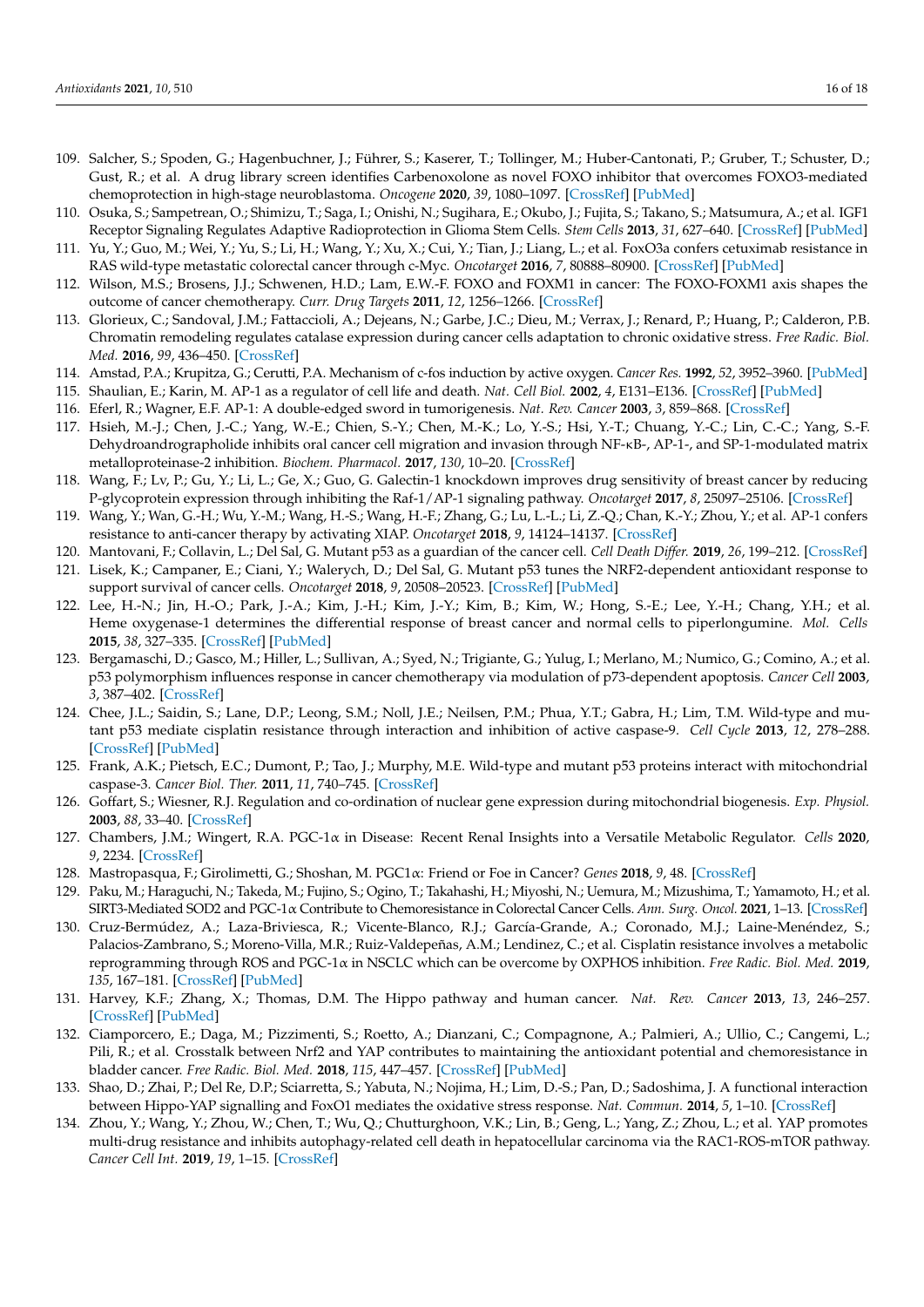109. Salcher, S.; Spoden, G.; Hagenbuchner, J.; Führer, S.; Kaserer, T.; Tollinger, M.; Huber-Cantonati, P.; Gruber, T.; Schuster, D.; Gust, R.; et al. A drug library screen identifies Carbenoxolone as novel FOXO inhibitor that overcomes FOXO3-mediated chemoprotection in high-stage neuroblastoma. *Oncogene* **2020**, *39*, 1080–1097. [CrossRef] [PubMed]
110. Osuka, S.; Sampetrean, O.; Shimizu, T.; Saga, I.; Onishi, N.; Sugihara, E.; Okubo, J.; Fujita, S.; Takano, S.; Matsumura, A.; et al. IGF1 Receptor Signaling Regulates Adaptive Radioprotection in Glioma Stem Cells. *Stem Cells* **2013**, *31*, 627–640. [CrossRef] [PubMed]
111. Yu, Y.; Guo, M.; Wei, Y.; Yu, S.; Li, H.; Wang, Y.; Xu, X.; Cui, Y.; Tian, J.; Liang, L.; et al. FoxO3a confers cetuximab resistance in RAS wild-type metastatic colorectal cancer through c-Myc. *Oncotarget* **2016**, *7*, 80888–80900. [CrossRef] [PubMed]
112. Wilson, M.S.; Brosens, J.J.; Schwenen, H.D.; Lam, E.W.-F. FOXO and FOXM1 in cancer: The FOXO-FOXM1 axis shapes the outcome of cancer chemotherapy. *Curr. Drug Targets* **2011**, *12*, 1256–1266. [CrossRef]
113. Glorieux, C.; Sandoval, J.M.; Fattaccioli, A.; Dejeans, N.; Garbe, J.C.; Dieu, M.; Verrax, J.; Renard, P.; Huang, P.; Calderon, P.B. Chromatin remodeling regulates catalase expression during cancer cells adaptation to chronic oxidative stress. *Free Radic. Biol. Med.* **2016**, *99*, 436–450. [CrossRef]
114. Amstad, P.A.; Krupitza, G.; Cerutti, P.A. Mechanism of c-fos induction by active oxygen. *Cancer Res.* **1992**, *52*, 3952–3960. [PubMed]
115. Shaulian, E.; Karin, M. AP-1 as a regulator of cell life and death. *Nat. Cell Biol.* **2002**, *4*, E131–E136. [CrossRef] [PubMed]
116. Eferl, R.; Wagner, E.F. AP-1: A double-edged sword in tumorigenesis. *Nat. Rev. Cancer* **2003**, *3*, 859–868. [CrossRef]
117. Hsieh, M.-J.; Chen, J.-C.; Yang, W.-E.; Chien, S.-Y.; Chen, M.-K.; Lo, Y.-S.; Hsi, Y.-T.; Chuang, Y.-C.; Lin, C.-C.; Yang, S.-F. Dehydroandrographolide inhibits oral cancer cell migration and invasion through NF-κB-, AP-1-, and SP-1-modulated matrix metalloproteinase-2 inhibition. *Biochem. Pharmacol.* **2017**, *130*, 10–20. [CrossRef]
118. Wang, F.; Lv, P.; Gu, Y.; Li, L.; Ge, X.; Guo, G. Galectin-1 knockdown improves drug sensitivity of breast cancer by reducing P-glycoprotein expression through inhibiting the Raf-1/AP-1 signaling pathway. *Oncotarget* **2017**, *8*, 25097–25106. [CrossRef]
119. Wang, Y.; Wan, G.-H.; Wu, Y.-M.; Wang, H.-S.; Wang, H.-F.; Zhang, G.; Lu, L.-L.; Li, Z.-Q.; Chan, K.-Y.; Zhou, Y.; et al. AP-1 confers resistance to anti-cancer therapy by activating XIAP. *Oncotarget* **2018**, *9*, 14124–14137. [CrossRef]
120. Mantovani, F.; Collavin, L.; Del Sal, G. Mutant p53 as a guardian of the cancer cell. *Cell Death Differ.* **2019**, *26*, 199–212. [CrossRef]
121. Lisek, K.; Campaner, E.; Ciani, Y.; Walerych, D.; Del Sal, G. Mutant p53 tunes the NRF2-dependent antioxidant response to support survival of cancer cells. *Oncotarget* **2018**, *9*, 20508–20523. [CrossRef] [PubMed]
122. Lee, H.-N.; Jin, H.-O.; Park, J.-A.; Kim, J.-H.; Kim, J.-Y.; Kim, B.; Kim, W.; Hong, S.-E.; Lee, Y.-H.; Chang, Y.H.; et al. Heme oxygenase-1 determines the differential response of breast cancer and normal cells to piperlongumine. *Mol. Cells* **2015**, *38*, 327–335. [CrossRef] [PubMed]
123. Bergamaschi, D.; Gasco, M.; Hiller, L.; Sullivan, A.; Syed, N.; Trigiante, G.; Yulug, I.; Merlano, M.; Numico, G.; Comino, A.; et al. p53 polymorphism influences response in cancer chemotherapy via modulation of p73-dependent apoptosis. *Cancer Cell* **2003**, *3*, 387–402. [CrossRef]
124. Chee, J.L.; Saidin, S.; Lane, D.P.; Leong, S.M.; Noll, J.E.; Neilsen, P.M.; Phua, Y.T.; Gabra, H.; Lim, T.M. Wild-type and mutant p53 mediate cisplatin resistance through interaction and inhibition of active caspase-9. *Cell Cycle* **2013**, *12*, 278–288. [CrossRef] [PubMed]
125. Frank, A.K.; Pietsch, E.C.; Dumont, P.; Tao, J.; Murphy, M.E. Wild-type and mutant p53 proteins interact with mitochondrial caspase-3. *Cancer Biol. Ther.* **2011**, *11*, 740–745. [CrossRef]
126. Goffart, S.; Wiesner, R.J. Regulation and co-ordination of nuclear gene expression during mitochondrial biogenesis. *Exp. Physiol.* **2003**, *88*, 33–40. [CrossRef]
127. Chambers, J.M.; Wingert, R.A. PGC-1α in Disease: Recent Renal Insights into a Versatile Metabolic Regulator. *Cells* **2020**, *9*, 2234. [CrossRef]
128. Mastropasqua, F.; Girolimetti, G.; Shoshan, M. PGC1α: Friend or Foe in Cancer? *Genes* **2018**, *9*, 48. [CrossRef]
129. Paku, M.; Haraguchi, N.; Takeda, M.; Fujino, S.; Ogino, T.; Takahashi, H.; Miyoshi, N.; Uemura, M.; Mizushima, T.; Yamamoto, H.; et al. SIRT3-Mediated SOD2 and PGC-1α Contribute to Chemoresistance in Colorectal Cancer Cells. *Ann. Surg. Oncol.* **2021**, 1–13. [CrossRef]
130. Cruz-Bermúdez, A.; Laza-Briviesca, R.; Vicente-Blanco, R.J.; García-Grande, A.; Coronado, M.J.; Laine-Menéndez, S.; Palacios-Zambrano, S.; Moreno-Villa, M.R.; Ruiz-Valdepeñas, A.M.; Lendinez, C.; et al. Cisplatin resistance involves a metabolic reprogramming through ROS and PGC-1α in NSCLC which can be overcome by OXPHOS inhibition. *Free Radic. Biol. Med.* **2019**, *135*, 167–181. [CrossRef] [PubMed]
131. Harvey, K.F.; Zhang, X.; Thomas, D.M. The Hippo pathway and human cancer. *Nat. Rev. Cancer* **2013**, *13*, 246–257. [CrossRef] [PubMed]
132. Ciamporcero, E.; Daga, M.; Pizzimenti, S.; Roetto, A.; Dianzani, C.; Compagnone, A.; Palmieri, A.; Ullio, C.; Cangemi, L.; Pili, R.; et al. Crosstalk between Nrf2 and YAP contributes to maintaining the antioxidant potential and chemoresistance in bladder cancer. *Free Radic. Biol. Med.* **2018**, *115*, 447–457. [CrossRef] [PubMed]
133. Shao, D.; Zhai, P.; Del Re, D.P.; Sciarretta, S.; Yabuta, N.; Nojima, H.; Lim, D.-S.; Pan, D.; Sadoshima, J. A functional interaction between Hippo-YAP signalling and FoxO1 mediates the oxidative stress response. *Nat. Commun.* **2014**, *5*, 1–10. [CrossRef]
134. Zhou, Y.; Wang, Y.; Zhou, W.; Chen, T.; Wu, Q.; Chutturghoon, V.K.; Lin, B.; Geng, L.; Yang, Z.; Zhou, L.; et al. YAP promotes multi-drug resistance and inhibits autophagy-related cell death in hepatocellular carcinoma via the RAC1-ROS-mTOR pathway. *Cancer Cell Int.* **2019**, *19*, 1–15. [CrossRef]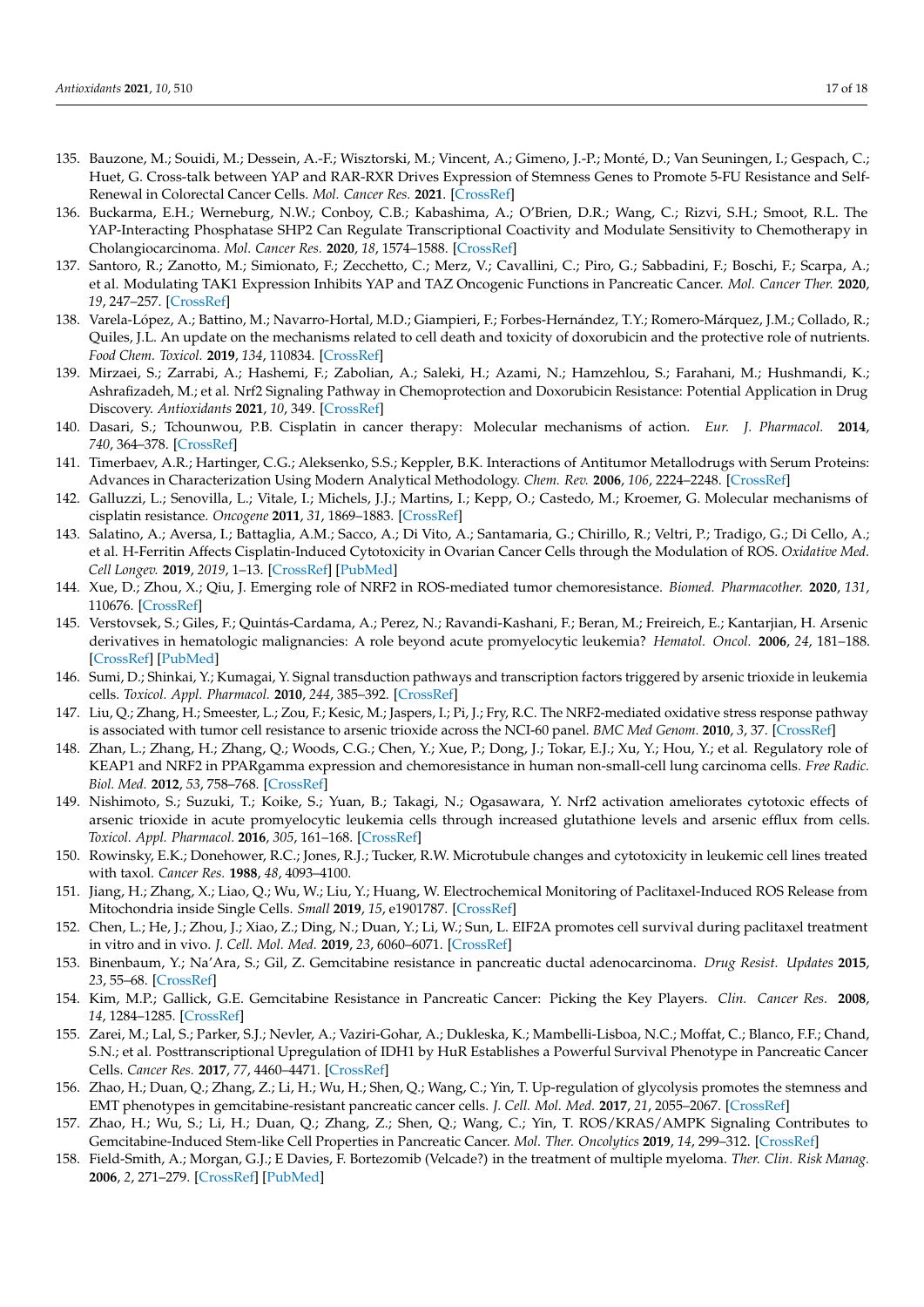135. Bauzone, M.; Souidi, M.; Dessein, A.-F.; Wisztorski, M.; Vincent, A.; Gimeno, J.-P.; Monté, D.; Van Seuningen, I.; Gespach, C.; Huet, G. Cross-talk between YAP and RAR-RXR Drives Expression of Stemness Genes to Promote 5-FU Resistance and Self-Renewal in Colorectal Cancer Cells. *Mol. Cancer Res.* **2021**. [CrossRef]
136. Buckarma, E.H.; Werneburg, N.W.; Conboy, C.B.; Kabashima, A.; O'Brien, D.R.; Wang, C.; Rizvi, S.H.; Smoot, R.L. The YAP-Interacting Phosphatase SHP2 Can Regulate Transcriptional Coactivity and Modulate Sensitivity to Chemotherapy in Cholangiocarcinoma. *Mol. Cancer Res.* **2020**, *18*, 1574–1588. [CrossRef]
137. Santoro, R.; Zanotto, M.; Simionato, F.; Zecchetto, C.; Merz, V.; Cavallini, C.; Piro, G.; Sabbadini, F.; Boschi, F.; Scarpa, A.; et al. Modulating TAK1 Expression Inhibits YAP and TAZ Oncogenic Functions in Pancreatic Cancer. *Mol. Cancer Ther.* **2020**, *19*, 247–257. [CrossRef]
138. Varela-López, A.; Battino, M.; Navarro-Hortal, M.D.; Giampieri, F.; Forbes-Hernández, T.Y.; Romero-Márquez, J.M.; Collado, R.; Quiles, J.L. An update on the mechanisms related to cell death and toxicity of doxorubicin and the protective role of nutrients. *Food Chem. Toxicol.* **2019**, *134*, 110834. [CrossRef]
139. Mirzaei, S.; Zarrabi, A.; Hashemi, F.; Zabolian, A.; Saleki, H.; Azami, N.; Hamzehlou, S.; Farahani, M.; Hushmandi, K.; Ashrafizadeh, M.; et al. Nrf2 Signaling Pathway in Chemoprotection and Doxorubicin Resistance: Potential Application in Drug Discovery. *Antioxidants* **2021**, *10*, 349. [CrossRef]
140. Dasari, S.; Tchounwou, P.B. Cisplatin in cancer therapy: Molecular mechanisms of action. *Eur. J. Pharmacol.* **2014**, *740*, 364–378. [CrossRef]
141. Timerbaev, A.R.; Hartinger, C.G.; Aleksenko, S.S.; Keppler, B.K. Interactions of Antitumor Metallodrugs with Serum Proteins: Advances in Characterization Using Modern Analytical Methodology. *Chem. Rev.* **2006**, *106*, 2224–2248. [CrossRef]
142. Galluzzi, L.; Senovilla, L.; Vitale, I.; Michels, J.J.; Martins, I.; Kepp, O.; Castedo, M.; Kroemer, G. Molecular mechanisms of cisplatin resistance. *Oncogene* **2011**, *31*, 1869–1883. [CrossRef]
143. Salatino, A.; Aversa, I.; Battaglia, A.M.; Sacco, A.; Di Vito, A.; Santamaria, G.; Chirillo, R.; Veltri, P.; Tradigo, G.; Di Cello, A.; et al. H-Ferritin Affects Cisplatin-Induced Cytotoxicity in Ovarian Cancer Cells through the Modulation of ROS. *Oxidative Med. Cell Longev.* **2019**, *2019*, 1–13. [CrossRef] [PubMed]
144. Xue, D.; Zhou, X.; Qiu, J. Emerging role of NRF2 in ROS-mediated tumor chemoresistance. *Biomed. Pharmacother.* **2020**, *131*, 110676. [CrossRef]
145. Verstovsek, S.; Giles, F.; Quintás-Cardama, A.; Perez, N.; Ravandi-Kashani, F.; Beran, M.; Freireich, E.; Kantarjian, H. Arsenic derivatives in hematologic malignancies: A role beyond acute promyelocytic leukemia? *Hematol. Oncol.* **2006**, *24*, 181–188. [CrossRef] [PubMed]
146. Sumi, D.; Shinkai, Y.; Kumagai, Y. Signal transduction pathways and transcription factors triggered by arsenic trioxide in leukemia cells. *Toxicol. Appl. Pharmacol.* **2010**, *244*, 385–392. [CrossRef]
147. Liu, Q.; Zhang, H.; Smeester, L.; Zou, F.; Kesic, M.; Jaspers, I.; Pi, J.; Fry, R.C. The NRF2-mediated oxidative stress response pathway is associated with tumor cell resistance to arsenic trioxide across the NCI-60 panel. *BMC Med Genom.* **2010**, *3*, 37. [CrossRef]
148. Zhan, L.; Zhang, H.; Zhang, Q.; Woods, C.G.; Chen, Y.; Xue, P.; Dong, J.; Tokar, E.J.; Xu, Y.; Hou, Y.; et al. Regulatory role of KEAP1 and NRF2 in PPARgamma expression and chemoresistance in human non-small-cell lung carcinoma cells. *Free Radic. Biol. Med.* **2012**, *53*, 758–768. [CrossRef]
149. Nishimoto, S.; Suzuki, T.; Koike, S.; Yuan, B.; Takagi, N.; Ogasawara, Y. Nrf2 activation ameliorates cytotoxic effects of arsenic trioxide in acute promyelocytic leukemia cells through increased glutathione levels and arsenic efflux from cells. *Toxicol. Appl. Pharmacol.* **2016**, *305*, 161–168. [CrossRef]
150. Rowinsky, E.K.; Donehower, R.C.; Jones, R.J.; Tucker, R.W. Microtubule changes and cytotoxicity in leukemic cell lines treated with taxol. *Cancer Res.* **1988**, *48*, 4093–4100.
151. Jiang, H.; Zhang, X.; Liao, Q.; Wu, W.; Liu, Y.; Huang, W. Electrochemical Monitoring of Paclitaxel-Induced ROS Release from Mitochondria inside Single Cells. *Small* **2019**, *15*, e1901787. [CrossRef]
152. Chen, L.; He, J.; Zhou, J.; Xiao, Z.; Ding, N.; Duan, Y.; Li, W.; Sun, L. EIF2A promotes cell survival during paclitaxel treatment in vitro and in vivo. *J. Cell. Mol. Med.* **2019**, *23*, 6060–6071. [CrossRef]
153. Binenbaum, Y.; Na'Ara, S.; Gil, Z. Gemcitabine resistance in pancreatic ductal adenocarcinoma. *Drug Resist. Updates* **2015**, *23*, 55–68. [CrossRef]
154. Kim, M.P.; Gallick, G.E. Gemcitabine Resistance in Pancreatic Cancer: Picking the Key Players. *Clin. Cancer Res.* **2008**, *14*, 1284–1285. [CrossRef]
155. Zarei, M.; Lal, S.; Parker, S.J.; Nevler, A.; Vaziri-Gohar, A.; Dukleska, K.; Mambelli-Lisboa, N.C.; Moffat, C.; Blanco, F.F.; Chand, S.N.; et al. Posttranscriptional Upregulation of IDH1 by HuR Establishes a Powerful Survival Phenotype in Pancreatic Cancer Cells. *Cancer Res.* **2017**, *77*, 4460–4471. [CrossRef]
156. Zhao, H.; Duan, Q.; Zhang, Z.; Li, H.; Wu, H.; Shen, Q.; Wang, C.; Yin, T. Up-regulation of glycolysis promotes the stemness and EMT phenotypes in gemcitabine-resistant pancreatic cancer cells. *J. Cell. Mol. Med.* **2017**, *21*, 2055–2067. [CrossRef]
157. Zhao, H.; Wu, S.; Li, H.; Duan, Q.; Zhang, Z.; Shen, Q.; Wang, C.; Yin, T. ROS/KRAS/AMPK Signaling Contributes to Gemcitabine-Induced Stem-like Cell Properties in Pancreatic Cancer. *Mol. Ther. Oncolytics* **2019**, *14*, 299–312. [CrossRef]
158. Field-Smith, A.; Morgan, G.J.; E Davies, F. Bortezomib (Velcade?) in the treatment of multiple myeloma. *Ther. Clin. Risk Manag.* **2006**, *2*, 271–279. [CrossRef] [PubMed]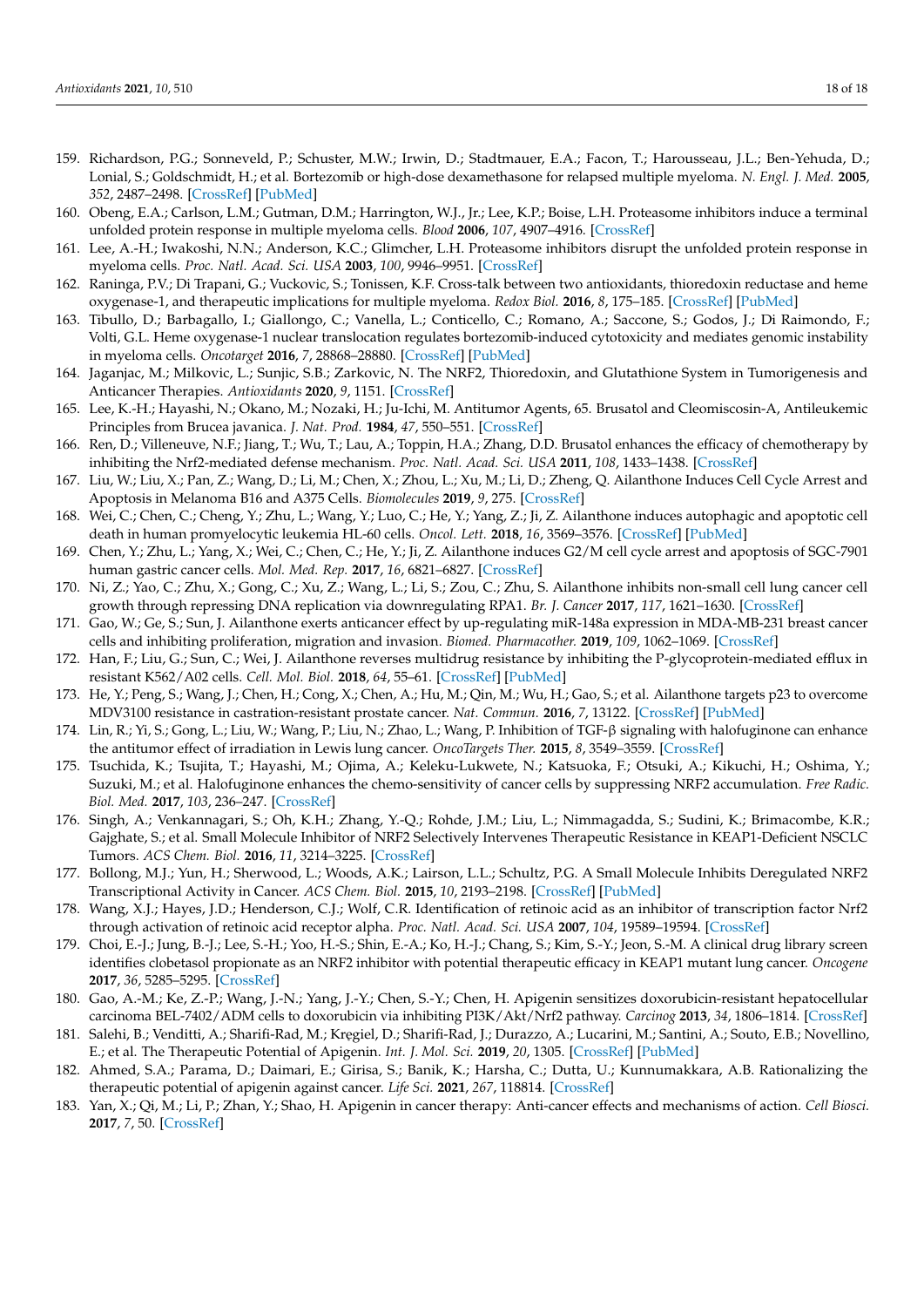159. Richardson, P.G.; Sonneveld, P.; Schuster, M.W.; Irwin, D.; Stadtmauer, E.A.; Facon, T.; Harousseau, J.L.; Ben-Yehuda, D.; Lonial, S.; Goldschmidt, H.; et al. Bortezomib or high-dose dexamethasone for relapsed multiple myeloma. *N. Engl. J. Med.* **2005**, *352*, 2487–2498. [CrossRef] [PubMed]
160. Obeng, E.A.; Carlson, L.M.; Gutman, D.M.; Harrington, W.J., Jr.; Lee, K.P.; Boise, L.H. Proteasome inhibitors induce a terminal unfolded protein response in multiple myeloma cells. *Blood* **2006**, *107*, 4907–4916. [CrossRef]
161. Lee, A.-H.; Iwakoshi, N.N.; Anderson, K.C.; Glimcher, L.H. Proteasome inhibitors disrupt the unfolded protein response in myeloma cells. *Proc. Natl. Acad. Sci. USA* **2003**, *100*, 9946–9951. [CrossRef]
162. Raninga, P.V.; Di Trapani, G.; Vuckovic, S.; Tonissen, K.F. Cross-talk between two antioxidants, thioredoxin reductase and heme oxygenase-1, and therapeutic implications for multiple myeloma. *Redox Biol.* **2016**, *8*, 175–185. [CrossRef] [PubMed]
163. Tibullo, D.; Barbagallo, I.; Giallongo, C.; Vanella, L.; Conticello, C.; Romano, A.; Saccone, S.; Godos, J.; Di Raimondo, F.; Volti, G.L. Heme oxygenase-1 nuclear translocation regulates bortezomib-induced cytotoxicity and mediates genomic instability in myeloma cells. *Oncotarget* **2016**, *7*, 28868–28880. [CrossRef] [PubMed]
164. Jaganjac, M.; Milkovic, L.; Sunjic, S.B.; Zarkovic, N. The NRF2, Thioredoxin, and Glutathione System in Tumorigenesis and Anticancer Therapies. *Antioxidants* **2020**, *9*, 1151. [CrossRef]
165. Lee, K.-H.; Hayashi, N.; Okano, M.; Nozaki, H.; Ju-Ichi, M. Antitumor Agents, 65. Brusatol and Cleomiscosin-A, Antileukemic Principles from Brucea javanica. *J. Nat. Prod.* **1984**, *47*, 550–551. [CrossRef]
166. Ren, D.; Villeneuve, N.F.; Jiang, T.; Wu, T.; Lau, A.; Toppin, H.A.; Zhang, D.D. Brusatol enhances the efficacy of chemotherapy by inhibiting the Nrf2-mediated defense mechanism. *Proc. Natl. Acad. Sci. USA* **2011**, *108*, 1433–1438. [CrossRef]
167. Liu, W.; Liu, X.; Pan, Z.; Wang, D.; Li, M.; Chen, X.; Zhou, L.; Xu, M.; Li, D.; Zheng, Q. Ailanthone Induces Cell Cycle Arrest and Apoptosis in Melanoma B16 and A375 Cells. *Biomolecules* **2019**, *9*, 275. [CrossRef]
168. Wei, C.; Chen, C.; Cheng, Y.; Zhu, L.; Wang, Y.; Luo, C.; He, Y.; Yang, Z.; Ji, Z. Ailanthone induces autophagic and apoptotic cell death in human promyelocytic leukemia HL-60 cells. *Oncol. Lett.* **2018**, *16*, 3569–3576. [CrossRef] [PubMed]
169. Chen, Y.; Zhu, L.; Yang, X.; Wei, C.; Chen, C.; He, Y.; Ji, Z. Ailanthone induces G2/M cell cycle arrest and apoptosis of SGC-7901 human gastric cancer cells. *Mol. Med. Rep.* **2017**, *16*, 6821–6827. [CrossRef]
170. Ni, Z.; Yao, C.; Zhu, X.; Gong, C.; Xu, Z.; Wang, L.; Li, S.; Zou, C.; Zhu, S. Ailanthone inhibits non-small cell lung cancer cell growth through repressing DNA replication via downregulating RPA1. *Br. J. Cancer* **2017**, *117*, 1621–1630. [CrossRef]
171. Gao, W.; Ge, S.; Sun, J. Ailanthone exerts anticancer effect by up-regulating miR-148a expression in MDA-MB-231 breast cancer cells and inhibiting proliferation, migration and invasion. *Biomed. Pharmacother.* **2019**, *109*, 1062–1069. [CrossRef]
172. Han, F.; Liu, G.; Sun, C.; Wei, J. Ailanthone reverses multidrug resistance by inhibiting the P-glycoprotein-mediated efflux in resistant K562/A02 cells. *Cell. Mol. Biol.* **2018**, *64*, 55–61. [CrossRef] [PubMed]
173. He, Y.; Peng, S.; Wang, J.; Chen, H.; Cong, X.; Chen, A.; Hu, M.; Qin, M.; Wu, H.; Gao, S.; et al. Ailanthone targets p23 to overcome MDV3100 resistance in castration-resistant prostate cancer. *Nat. Commun.* **2016**, *7*, 13122. [CrossRef] [PubMed]
174. Lin, R.; Yi, S.; Gong, L.; Liu, W.; Wang, P.; Liu, N.; Zhao, L.; Wang, P. Inhibition of TGF-β signaling with halofuginone can enhance the antitumor effect of irradiation in Lewis lung cancer. *OncoTargets Ther.* **2015**, *8*, 3549–3559. [CrossRef]
175. Tsuchida, K.; Tsujita, T.; Hayashi, M.; Ojima, A.; Keleku-Lukwete, N.; Katsuoka, F.; Otsuki, A.; Kikuchi, H.; Oshima, Y.; Suzuki, M.; et al. Halofuginone enhances the chemo-sensitivity of cancer cells by suppressing NRF2 accumulation. *Free Radic. Biol. Med.* **2017**, *103*, 236–247. [CrossRef]
176. Singh, A.; Venkannagari, S.; Oh, K.H.; Zhang, Y.-Q.; Rohde, J.M.; Liu, L.; Nimmagadda, S.; Sudini, K.; Brimacombe, K.R.; Gajghate, S.; et al. Small Molecule Inhibitor of NRF2 Selectively Intervenes Therapeutic Resistance in KEAP1-Deficient NSCLC Tumors. *ACS Chem. Biol.* **2016**, *11*, 3214–3225. [CrossRef]
177. Bollong, M.J.; Yun, H.; Sherwood, L.; Woods, A.K.; Lairson, L.L.; Schultz, P.G. A Small Molecule Inhibits Deregulated NRF2 Transcriptional Activity in Cancer. *ACS Chem. Biol.* **2015**, *10*, 2193–2198. [CrossRef] [PubMed]
178. Wang, X.J.; Hayes, J.D.; Henderson, C.J.; Wolf, C.R. Identification of retinoic acid as an inhibitor of transcription factor Nrf2 through activation of retinoic acid receptor alpha. *Proc. Natl. Acad. Sci. USA* **2007**, *104*, 19589–19594. [CrossRef]
179. Choi, E.-J.; Jung, B.-J.; Lee, S.-H.; Yoo, H.-S.; Shin, E.-A.; Ko, H.-J.; Chang, S.; Kim, S.-Y.; Jeon, S.-M. A clinical drug library screen identifies clobetasol propionate as an NRF2 inhibitor with potential therapeutic efficacy in KEAP1 mutant lung cancer. *Oncogene* **2017**, *36*, 5285–5295. [CrossRef]
180. Gao, A.-M.; Ke, Z.-P.; Wang, J.-N.; Yang, J.-Y.; Chen, S.-Y.; Chen, H. Apigenin sensitizes doxorubicin-resistant hepatocellular carcinoma BEL-7402/ADM cells to doxorubicin via inhibiting PI3K/Akt/Nrf2 pathway. *Carcinog* **2013**, *34*, 1806–1814. [CrossRef]
181. Salehi, B.; Venditti, A.; Sharifi-Rad, M.; Kręgiel, D.; Sharifi-Rad, J.; Durazzo, A.; Lucarini, M.; Santini, A.; Souto, E.B.; Novellino, E.; et al. The Therapeutic Potential of Apigenin. *Int. J. Mol. Sci.* **2019**, *20*, 1305. [CrossRef] [PubMed]
182. Ahmed, S.A.; Parama, D.; Daimari, E.; Girisa, S.; Banik, K.; Harsha, C.; Dutta, U.; Kunnumakkara, A.B. Rationalizing the therapeutic potential of apigenin against cancer. *Life Sci.* **2021**, *267*, 118814. [CrossRef]
183. Yan, X.; Qi, M.; Li, P.; Zhan, Y.; Shao, H. Apigenin in cancer therapy: Anti-cancer effects and mechanisms of action. *Cell Biosci.* **2017**, *7*, 50. [CrossRef]